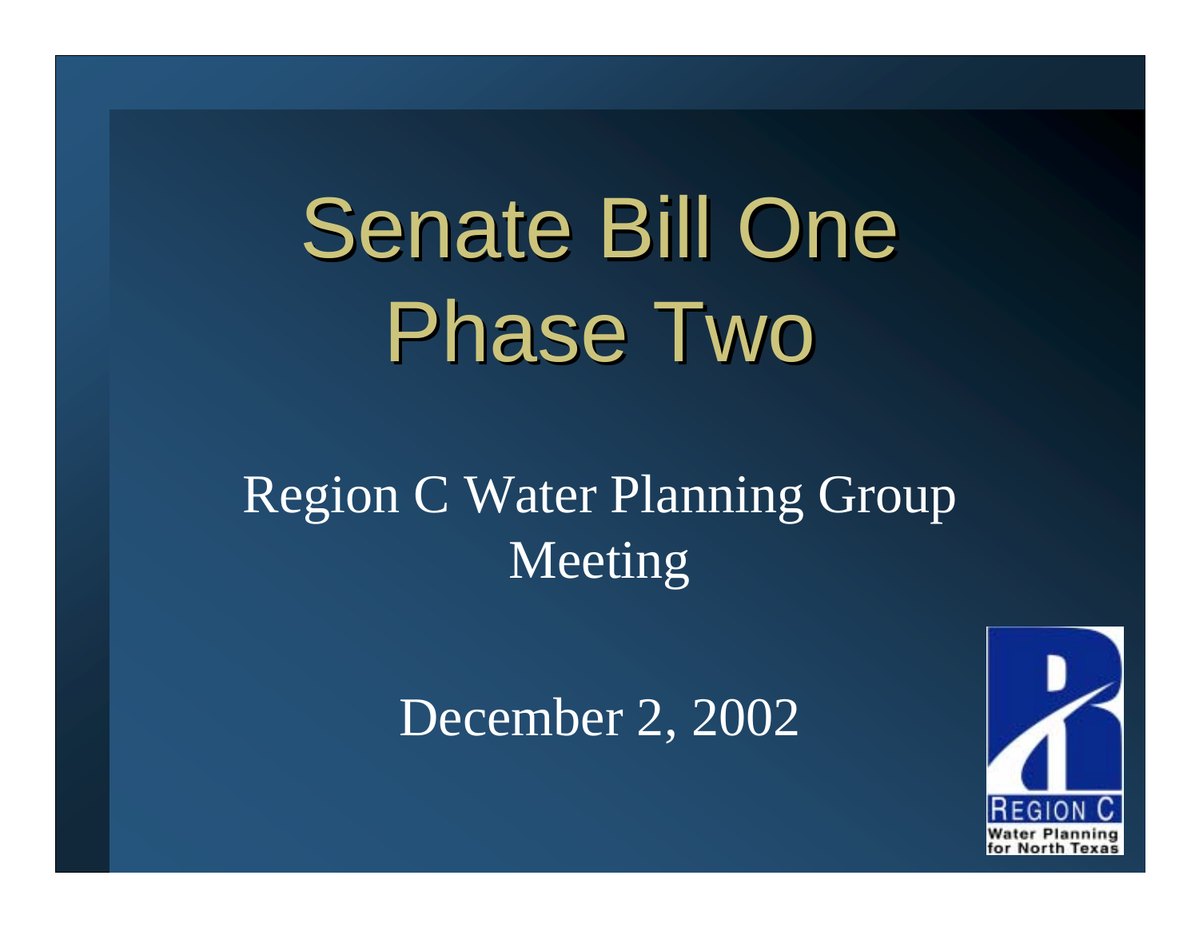# Senate Bill One Phase Two

Region C Water Planning Group Meeting

December 2, 2002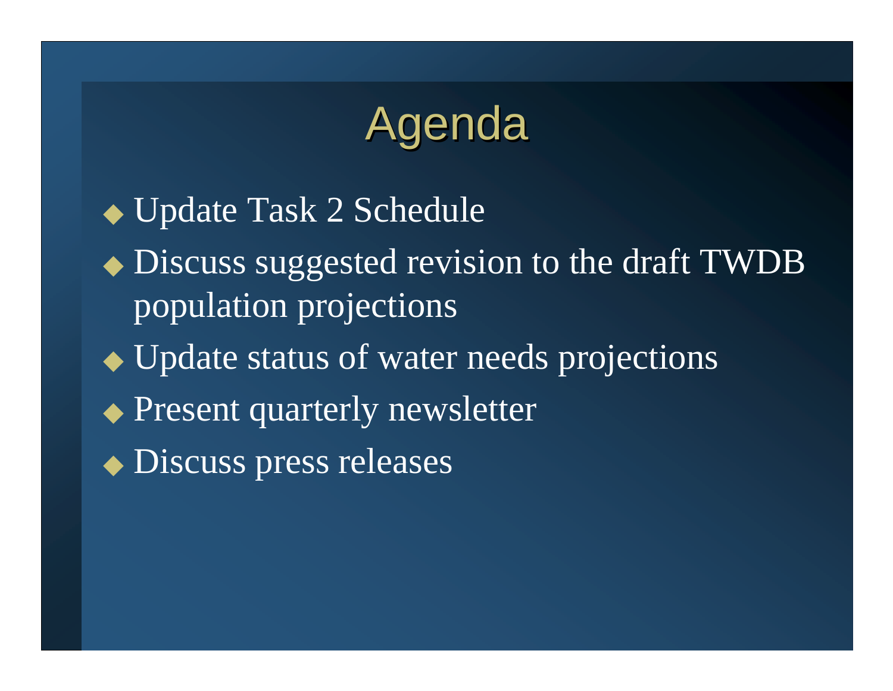# Agenda

- Update Task 2 Schedule
- Discuss suggested revision to the draft TWDB population projections
- Update status of water needs projections
- Present quarterly newsletter
- Discuss press releases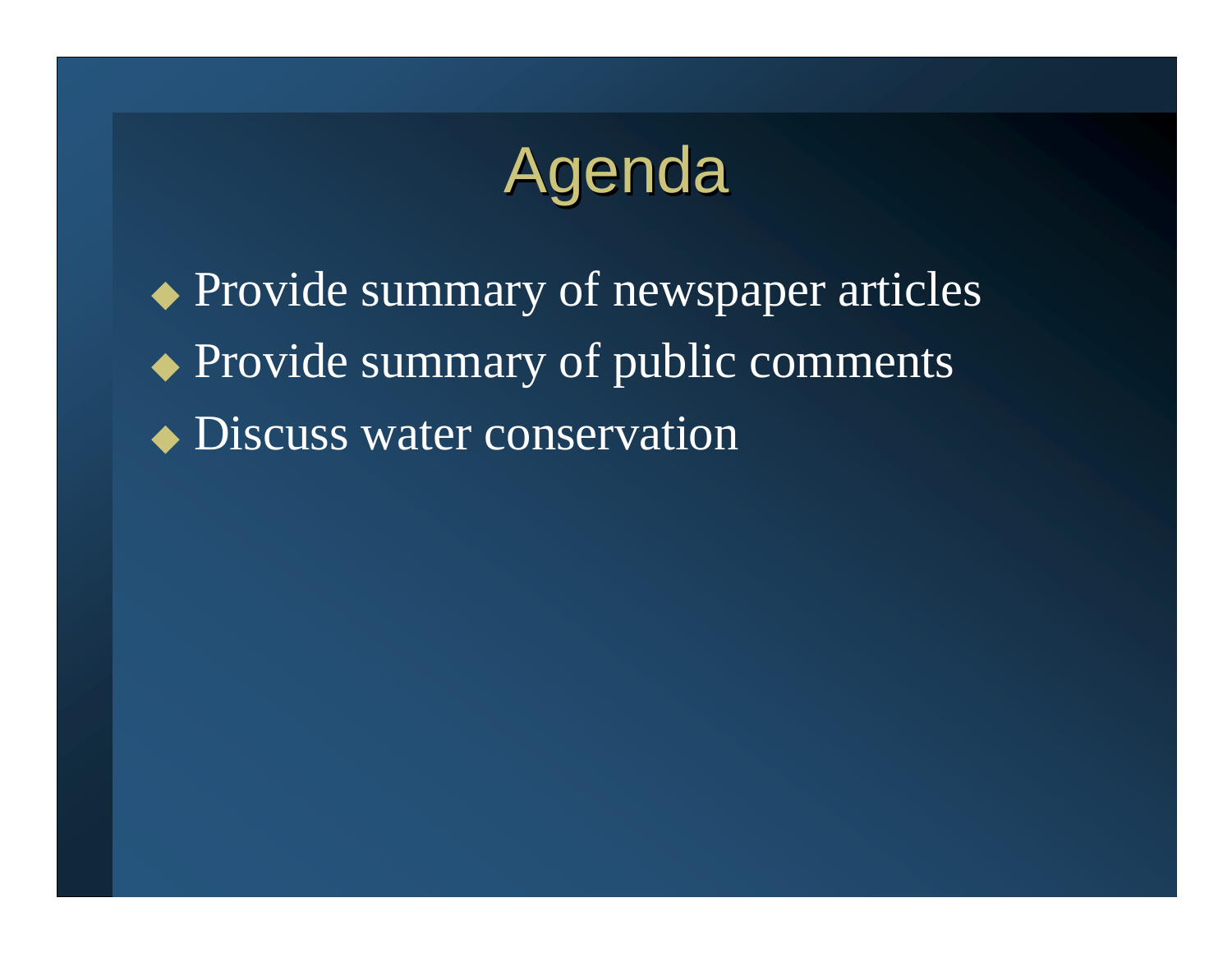# Agenda

- Provide summary of newspaper articles
- Provide summary of public comments
- Discuss water conservation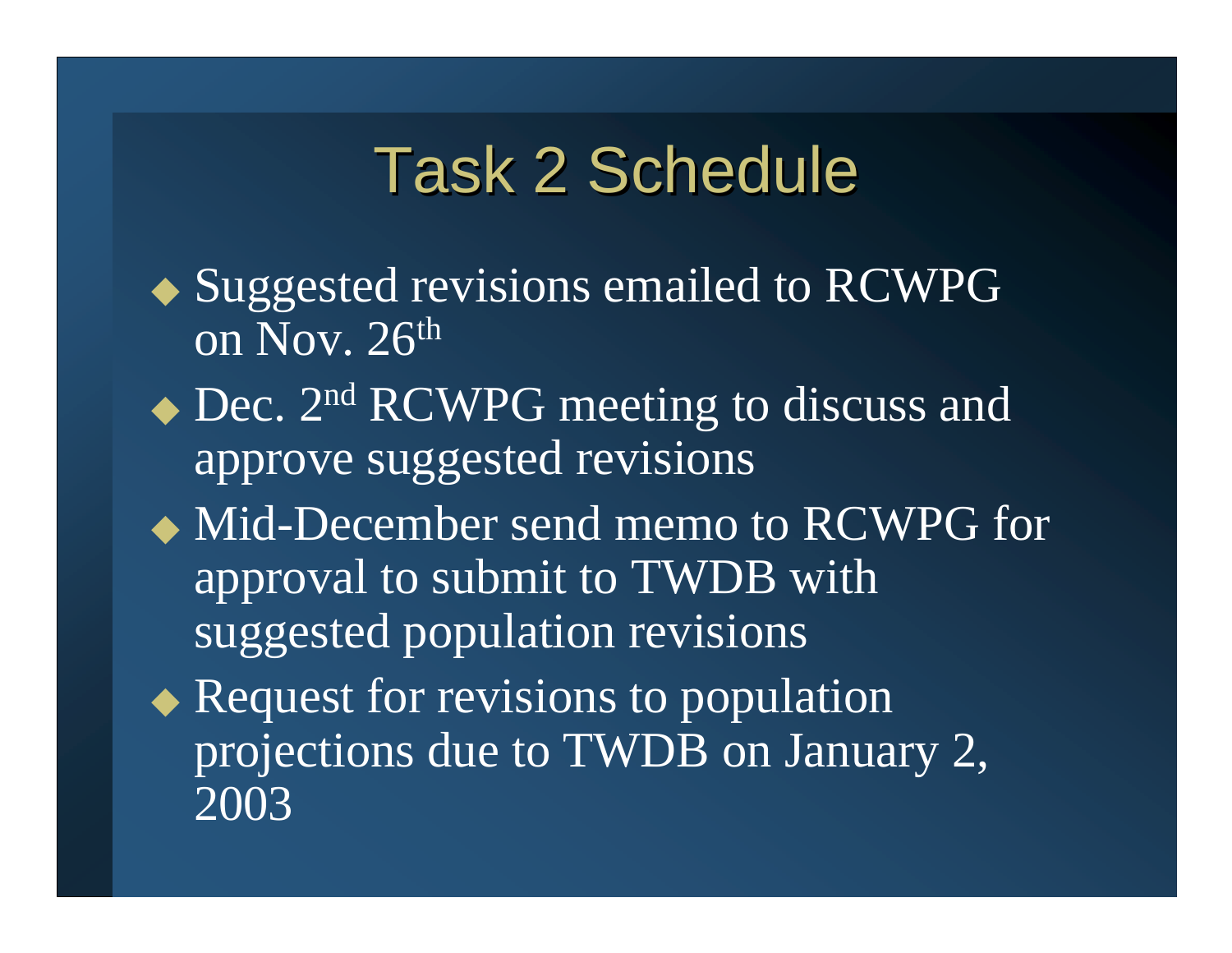# Task 2 Schedule

- Suggested revisions emailed to RCWPG on Nov. 26th
- Dec. 2nd RCWPG meeting to discuss and approve suggested revisions
- Mid-December send memo to RCWPG for approval to submit to TWDB with suggested population revisions
- Request for revisions to population projections due to TWDB on January 2, 2003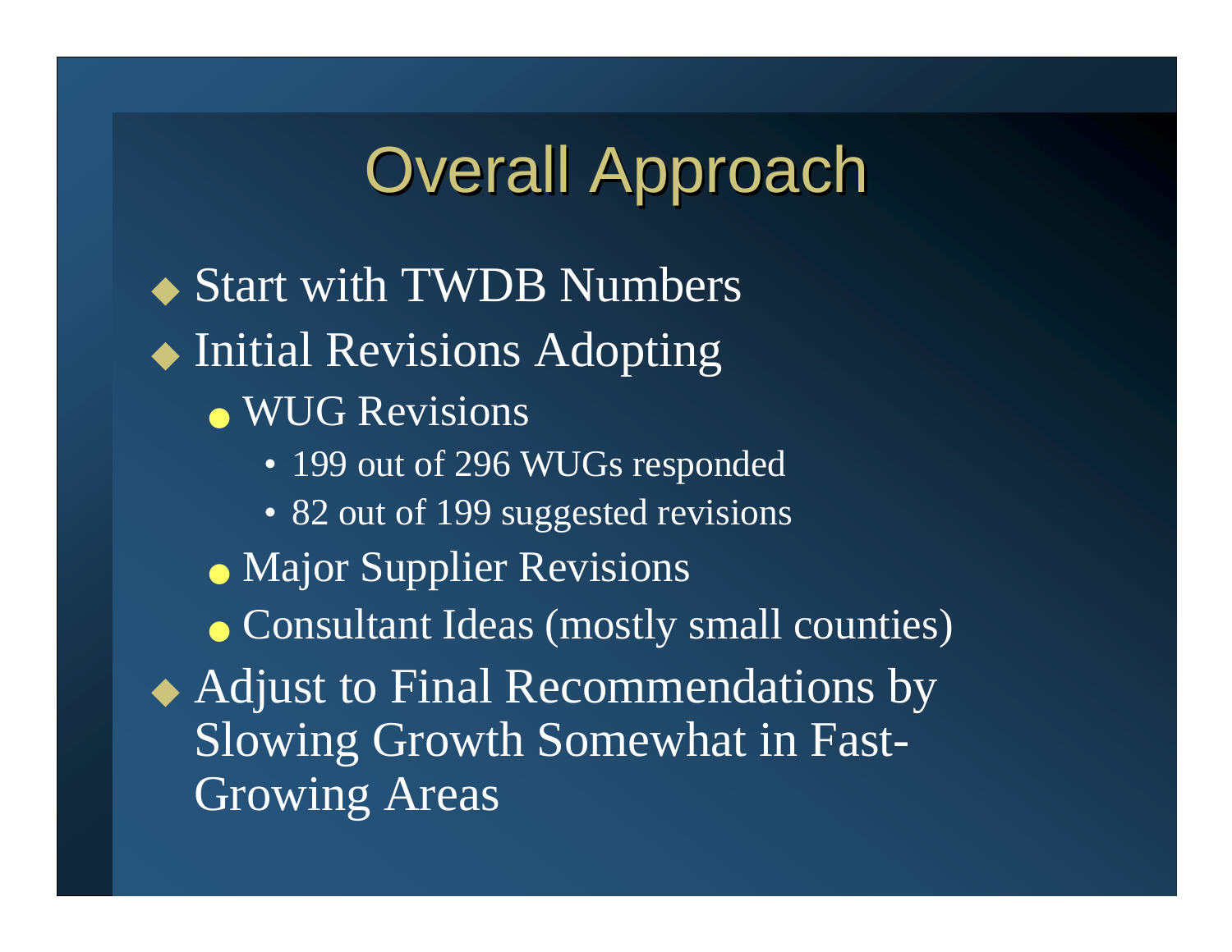# Overall Approach

- Start with TWDB Numbers
- Initial Revisions Adopting
  - WUG Revisions
    - 199 out of 296 WUGs responded
    - 82 out of 199 suggested revisions
  - Major Supplier Revisions
  - Consultant Ideas (mostly small counties)
- Adjust to Final Recommendations by Slowing Growth Somewhat in Fast-Growing Areas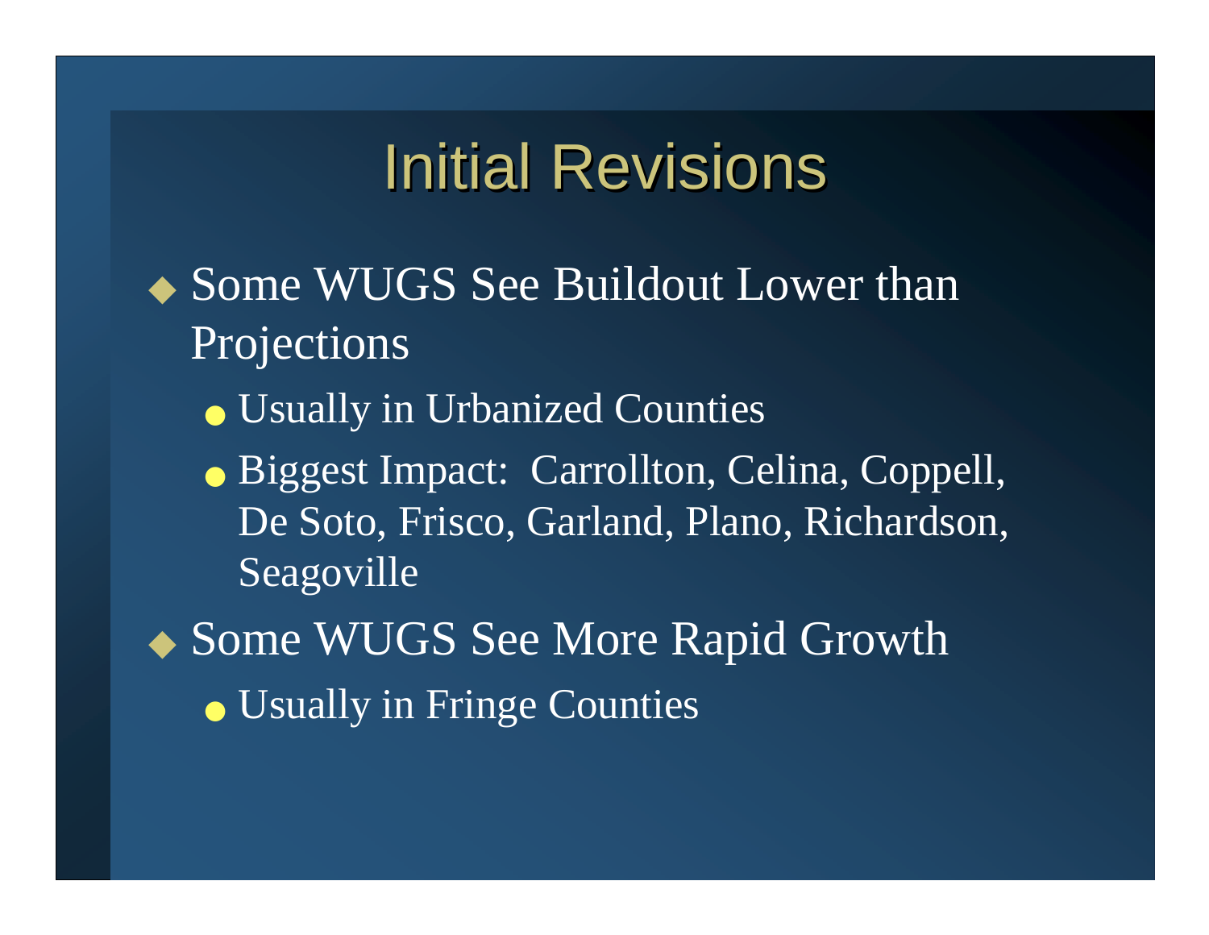# Initial Revisions

- Some WUGS See Buildout Lower than Projections
  - Usually in Urbanized Counties
  - Biggest Impact: Carrollton, Celina, Coppell, De Soto, Frisco, Garland, Plano, Richardson, Seagoville
- Some WUGS See More Rapid Growth
  - Usually in Fringe Counties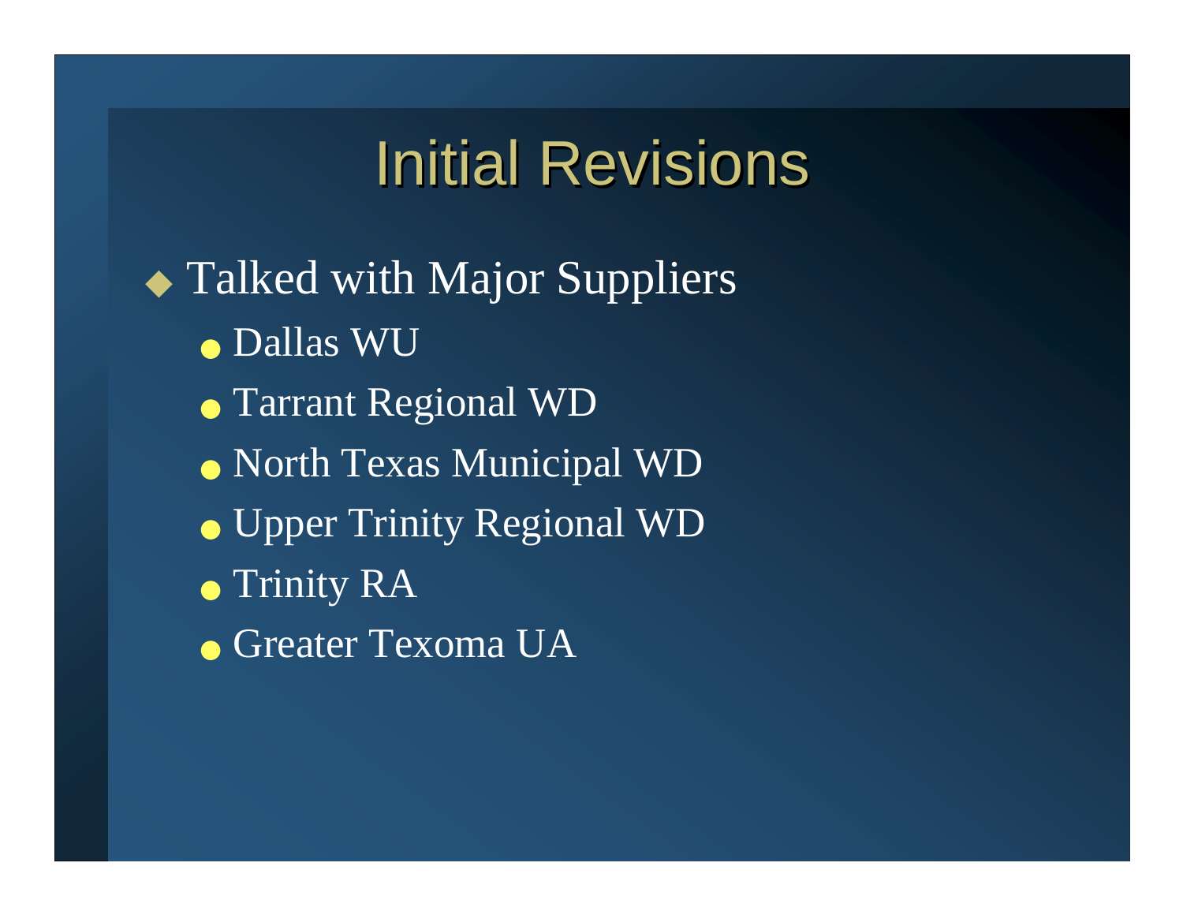# Initial Revisions

- Talked with Major Suppliers
  - Dallas WU
  - Tarrant Regional WD
  - North Texas Municipal WD
  - Upper Trinity Regional WD
  - Trinity RA
  - Greater Texoma UA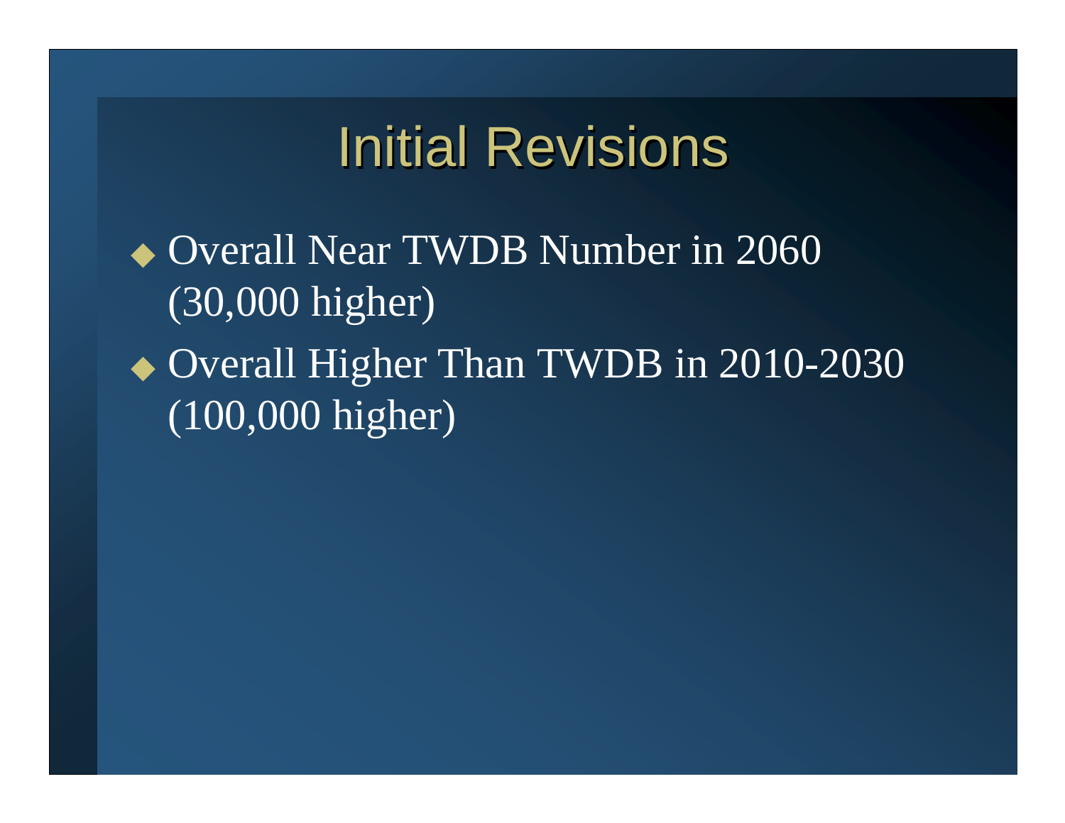# Initial Revisions

- Overall Near TWDB Number in 2060 (30,000 higher)
- Overall Higher Than TWDB in 2010-2030 (100,000 higher)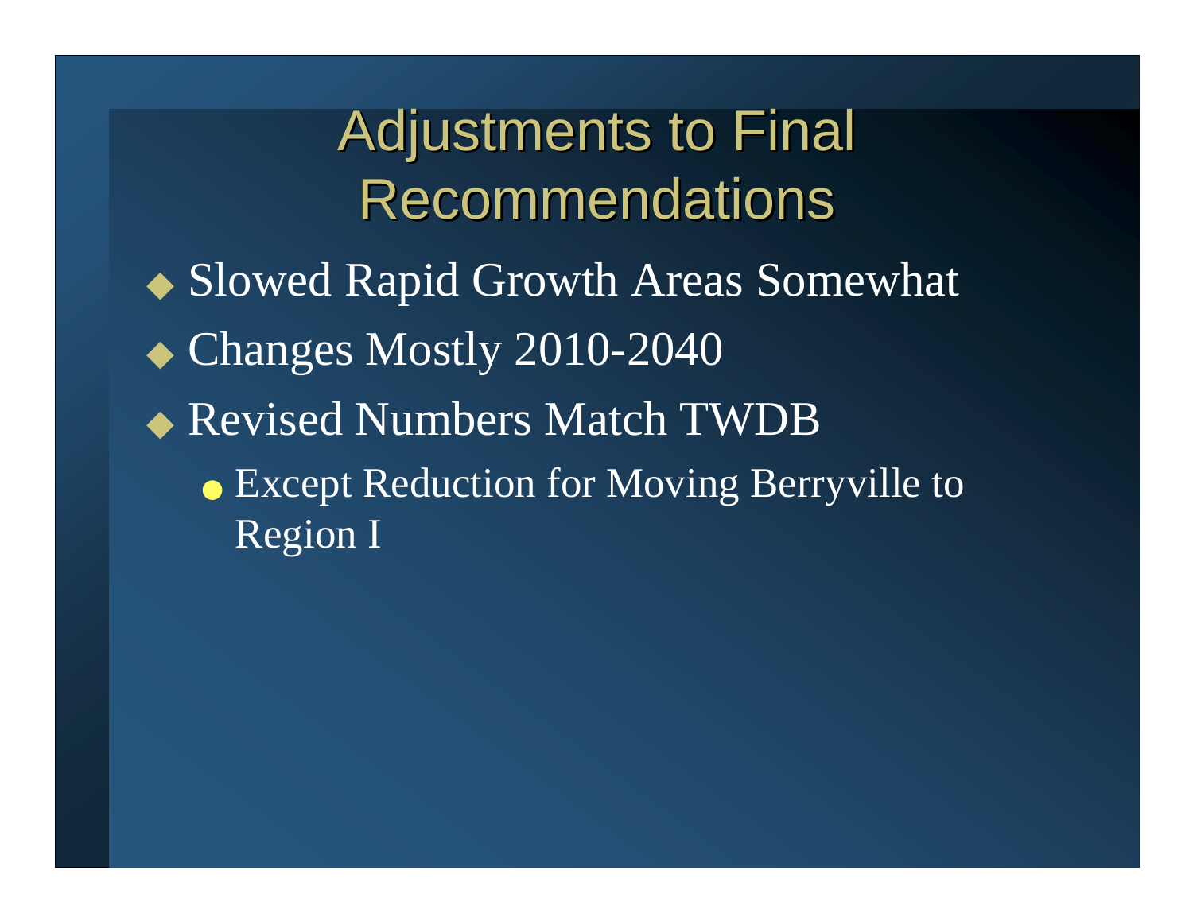# Adjustments to Final Recommendations

- Slowed Rapid Growth Areas Somewhat
- Changes Mostly 2010-2040
- Revised Numbers Match TWDB
  - Except Reduction for Moving Berryville to Region I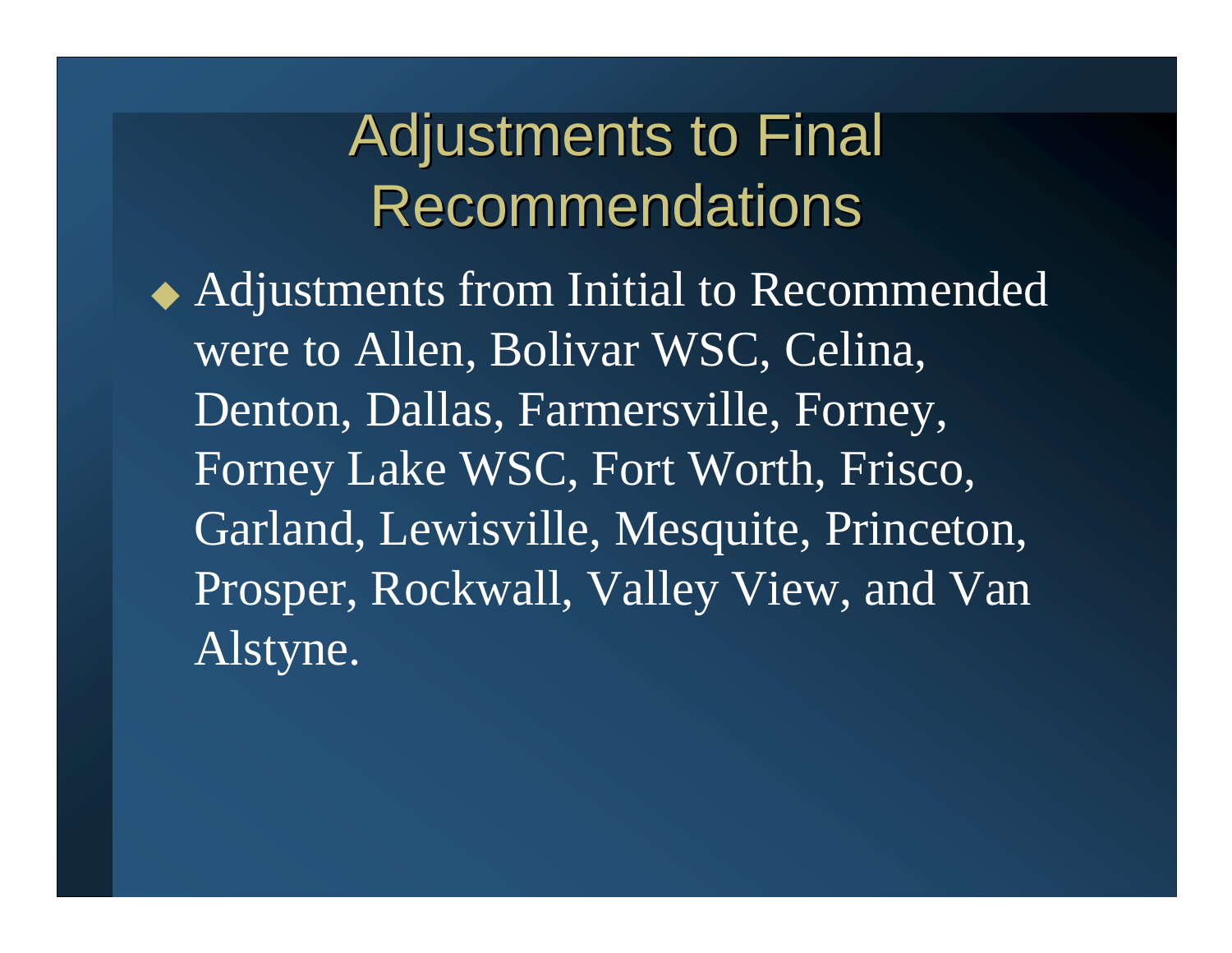# Adjustments to Final Recommendations

- Adjustments from Initial to Recommended were to Allen, Bolivar WSC, Celina, Denton, Dallas, Farmersville, Forney, Forney Lake WSC, Fort Worth, Frisco, Garland, Lewisville, Mesquite, Princeton, Prosper, Rockwall, Valley View, and Van Alstyne.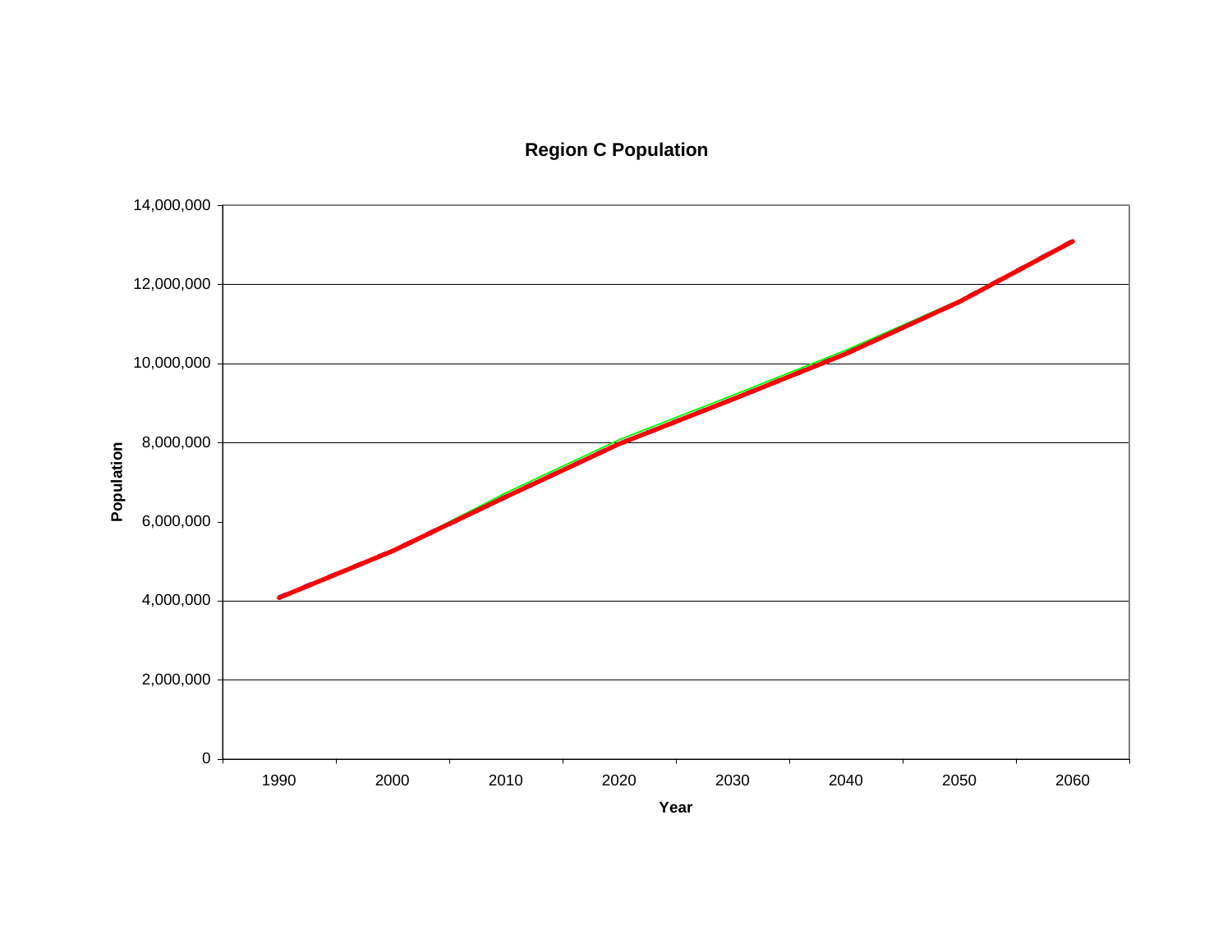**Region C Population**

Population

14,000,000
12,000,000
10,000,000
8,000,000
6,000,000
4,000,000
2,000,000
0

1990 2000 2010 2020 2030 2040 2050 2060

Year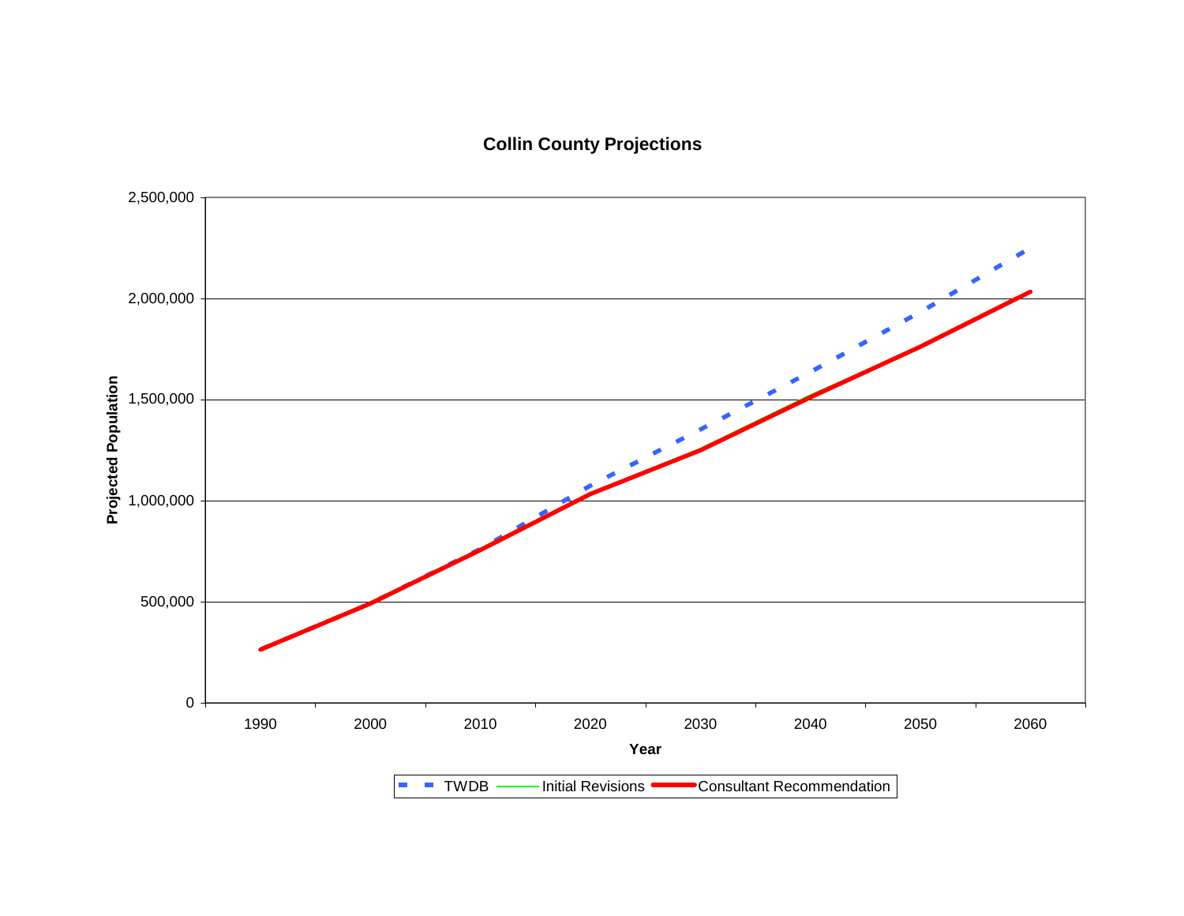**Collin County Projections**

Projected Population

| | 2,500,000 |
|---|---|
| | 2,000,000 |
| | 1,500,000 |
| | 1,000,000 |
| | 500,000 |
| | 0 |

1990 2000 2010 2020 2030 2040 2050 2060

**Year**

TWDB — Initial Revisions — Consultant Recommendation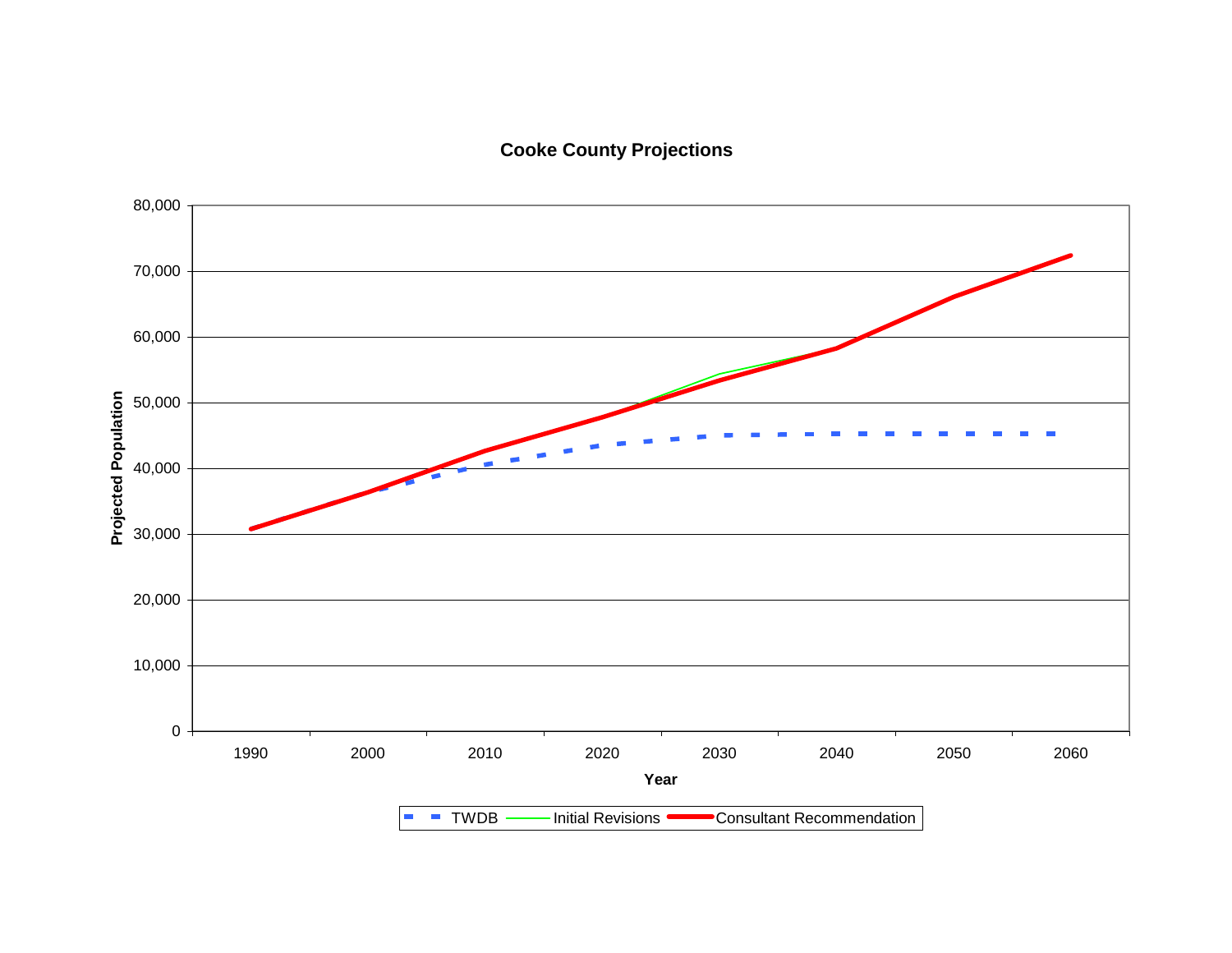**Cooke County Projections**

| Year | TWDB | Initial Revisions | Consultant Recommendation |
|---|---|---|---|
| 1990 | | | |
| 2000 | | | |
| 2010 | | | |
| 2020 | | | |
| 2030 | | | |
| 2040 | | | |
| 2050 | | | |
| 2060 | | | |

Projected Population (0 – 80,000)

Year

TWDB — Initial Revisions — Consultant Recommendation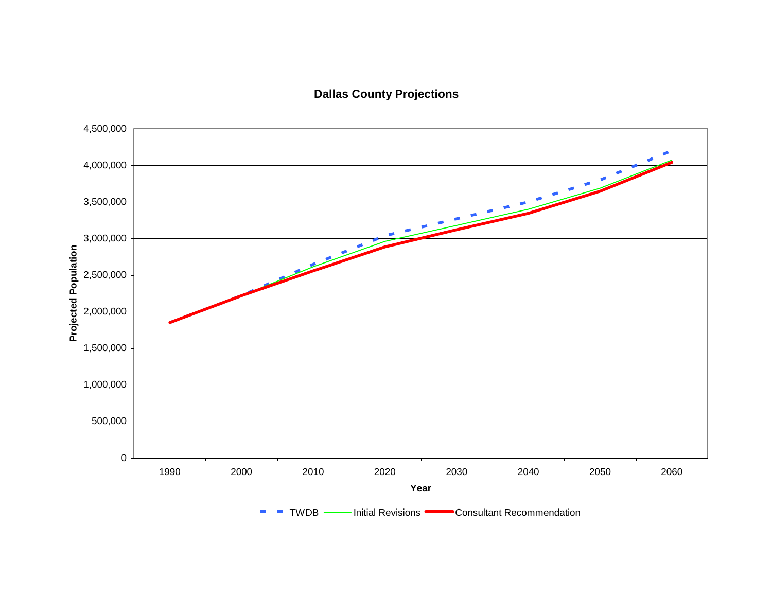**Dallas County Projections**

Projected Population

0
500,000
1,000,000
1,500,000
2,000,000
2,500,000
3,000,000
3,500,000
4,000,000
4,500,000

1990 2000 2010 2020 2030 2040 2050 2060

**Year**

TWDB Initial Revisions Consultant Recommendation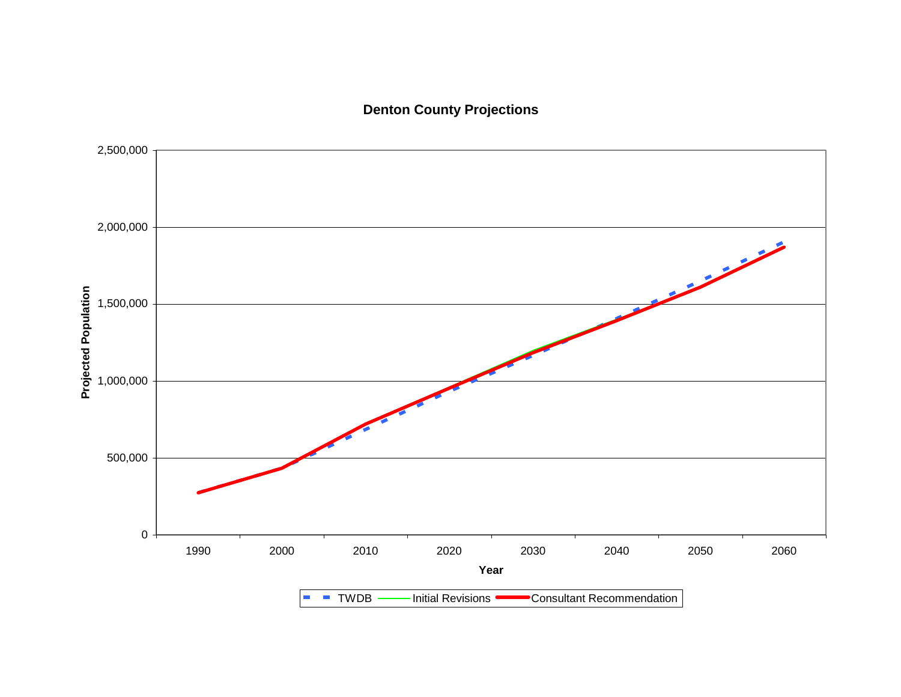**Denton County Projections**

Projected Population

2,500,000
2,000,000
1,500,000
1,000,000
500,000
0

1990 2000 2010 2020 2030 2040 2050 2060

Year

TWDB — Initial Revisions — Consultant Recommendation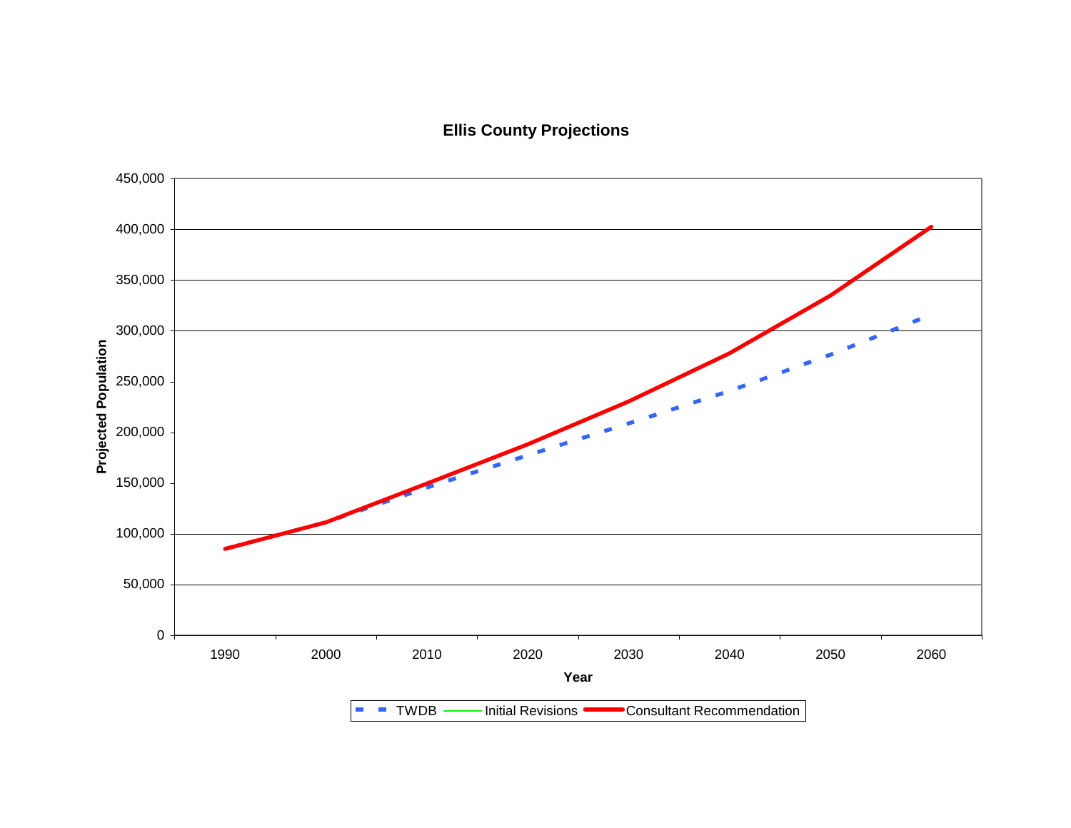**Ellis County Projections**

Projected Population (y-axis: 0 to 450,000)

Year (x-axis: 1990 to 2060)

Legend: TWDB, Initial Revisions, Consultant Recommendation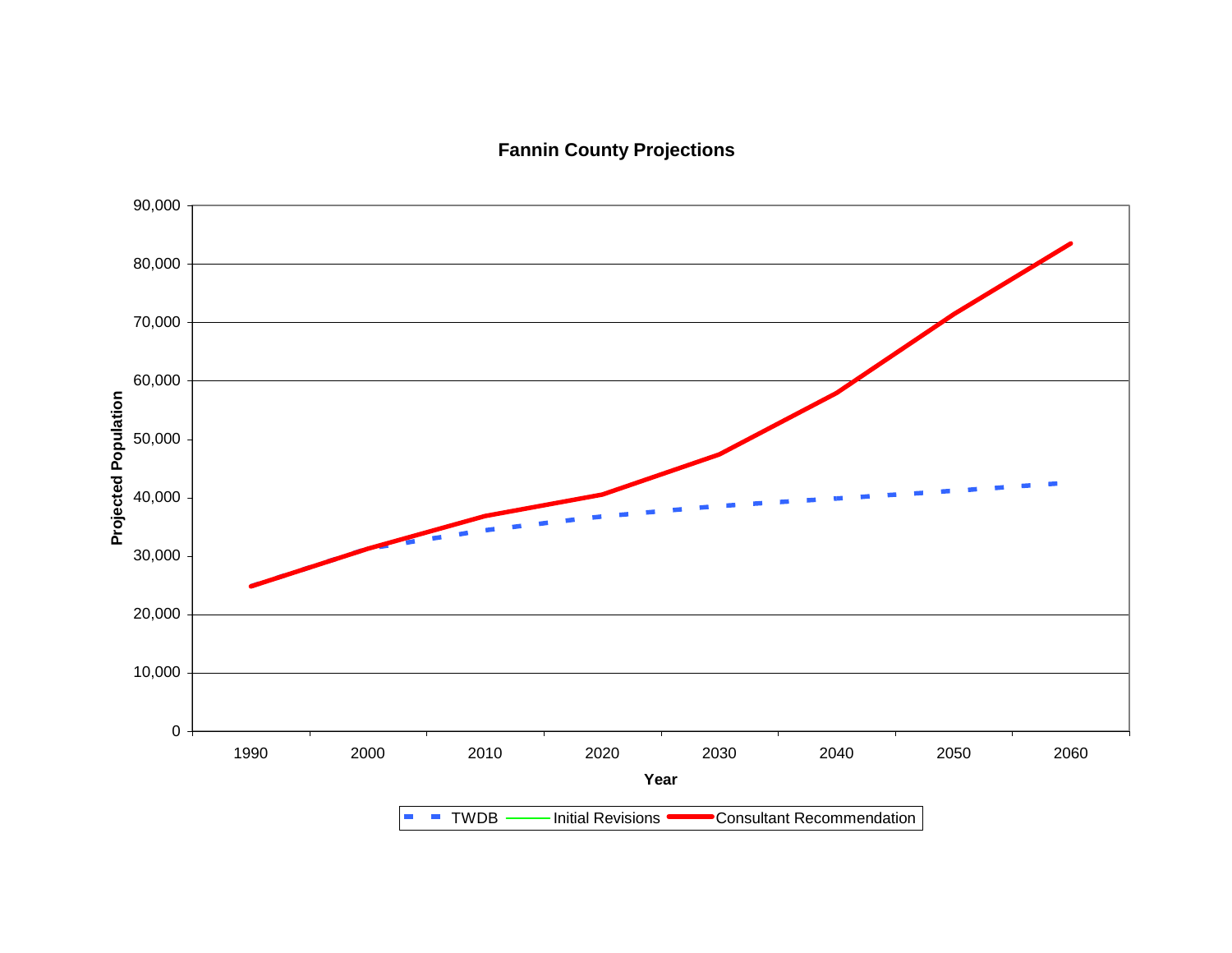**Fannin County Projections**

Projected Population

Year

TWDB — Initial Revisions — Consultant Recommendation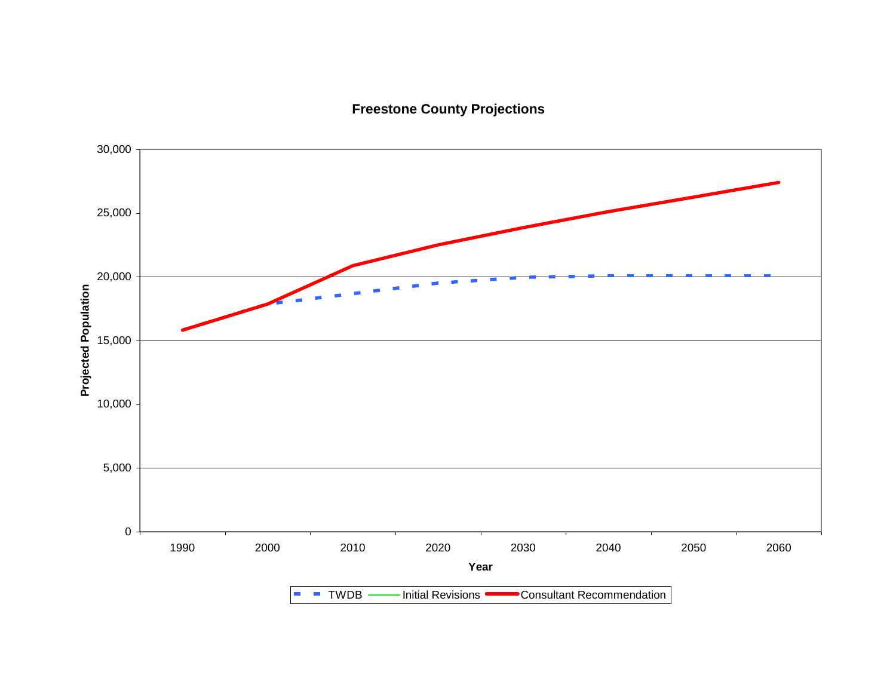**Freestone County Projections**

Projected Population

30,000
25,000
20,000
15,000
10,000
5,000
0

1990 2000 2010 2020 2030 2040 2050 2060

Year

TWDB — Initial Revisions — Consultant Recommendation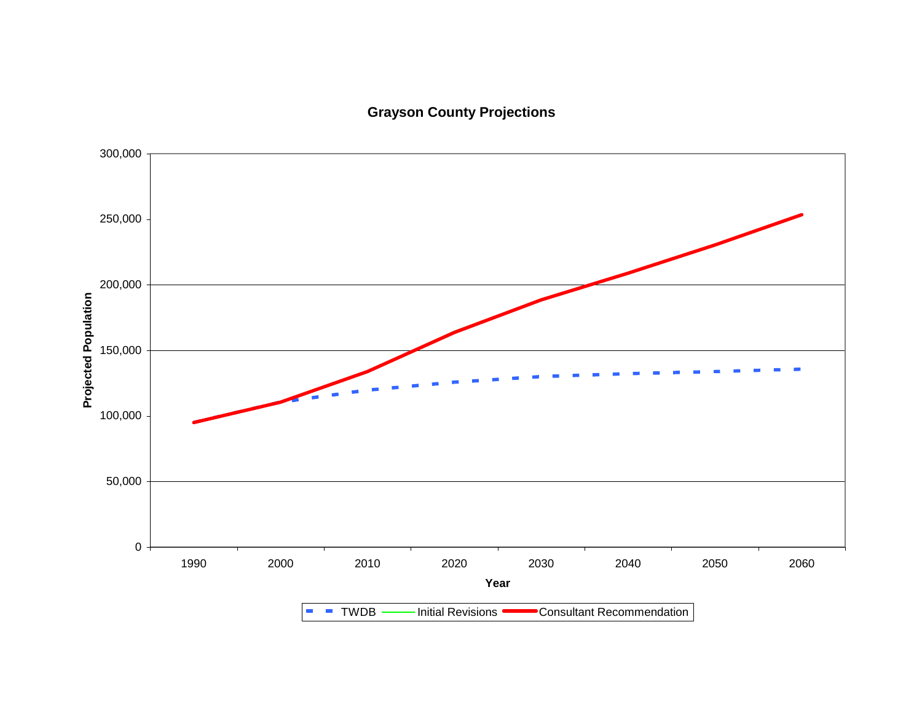**Grayson County Projections**

| Year | 1990 | 2000 | 2010 | 2020 | 2030 | 2040 | 2050 | 2060 |
|---|---|---|---|---|---|---|---|---|

Projected Population (0 – 300,000)

Legend: TWDB, Initial Revisions, Consultant Recommendation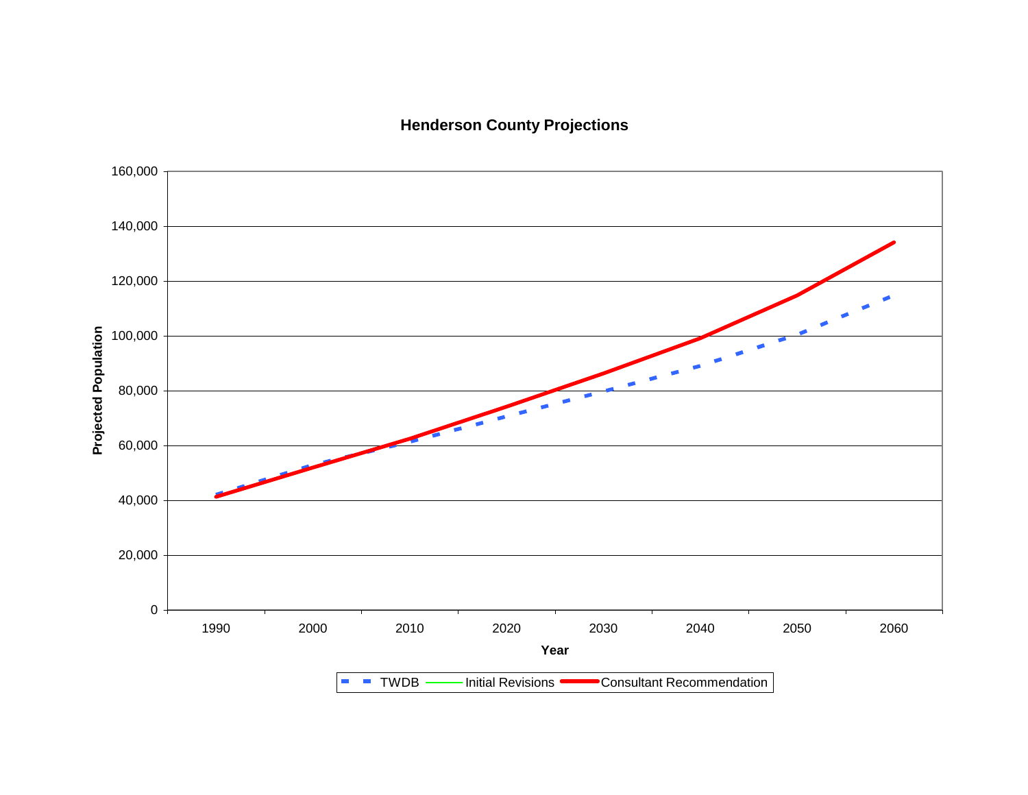**Henderson County Projections**

Projected Population (y-axis: 0 to 160,000); Year (x-axis: 1990 to 2060)

Legend: TWDB, Initial Revisions, Consultant Recommendation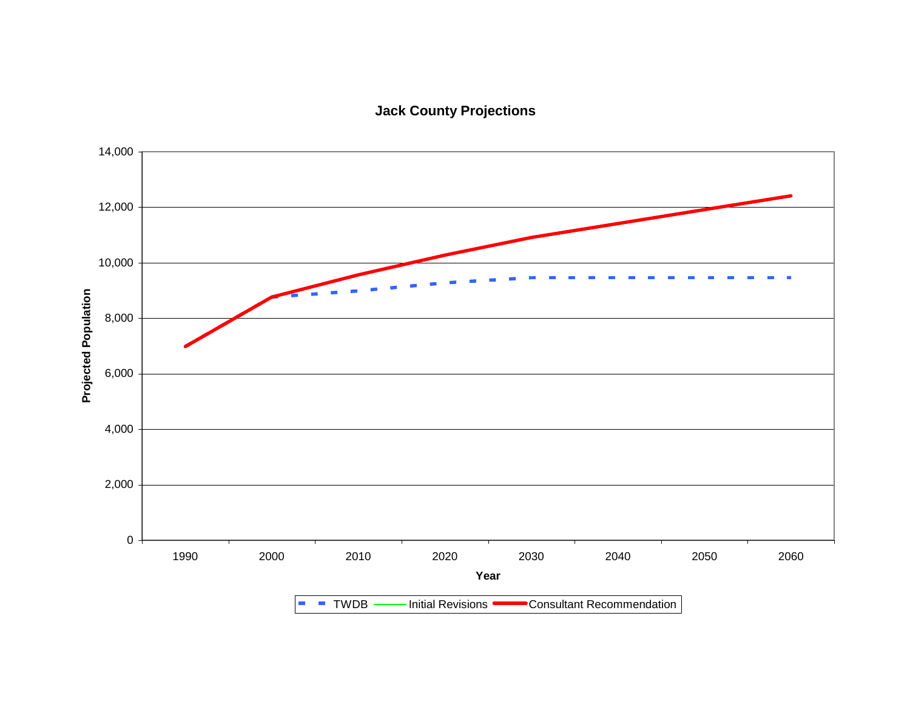**Jack County Projections**

Projected Population

Year

TWDB — Initial Revisions — Consultant Recommendation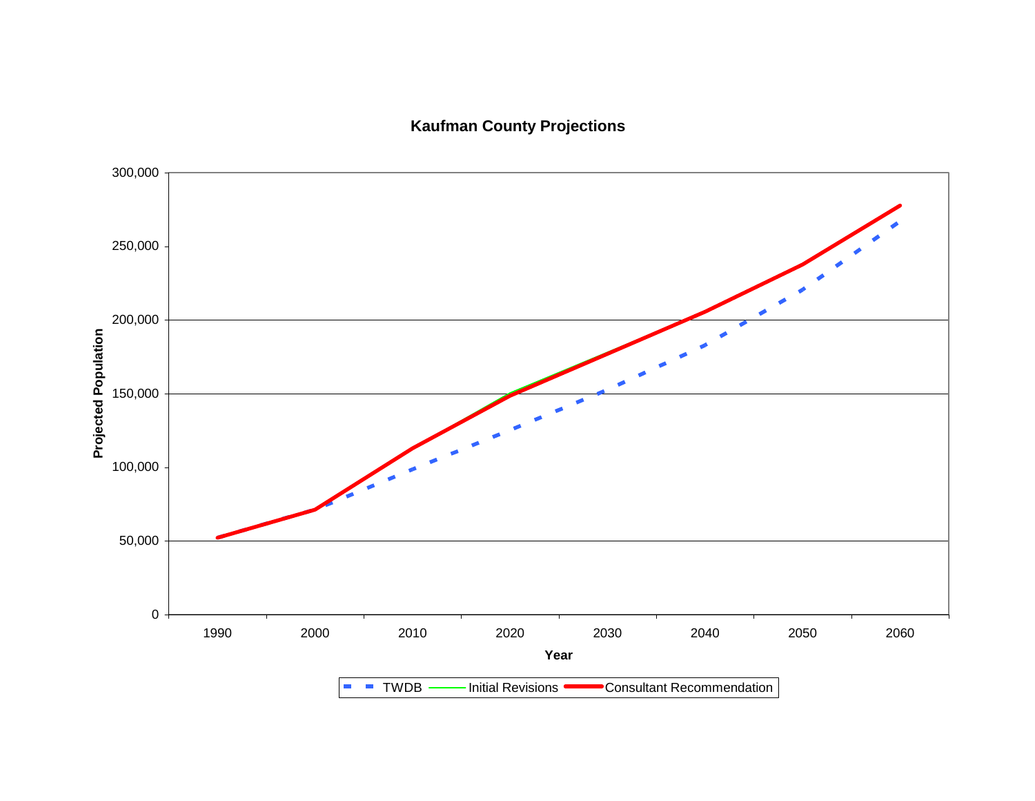**Kaufman County Projections**

Projected Population

300,000
250,000
200,000
150,000
100,000
50,000
0

1990 2000 2010 2020 2030 2040 2050 2060

Year

TWDB — Initial Revisions — Consultant Recommendation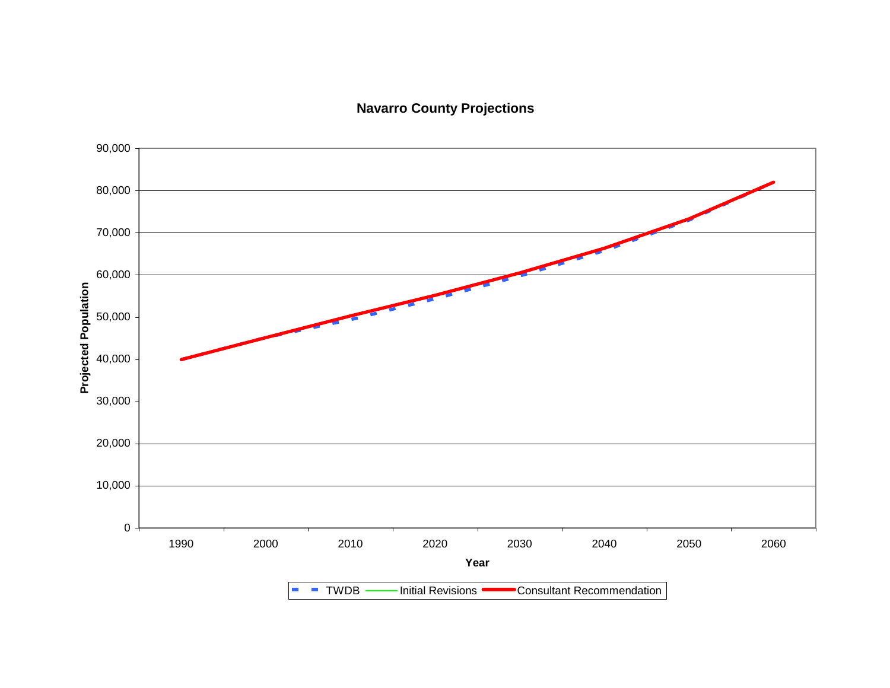**Navarro County Projections**

Projected Population

90,000
80,000
70,000
60,000
50,000
40,000
30,000
20,000
10,000
0

1990 2000 2010 2020 2030 2040 2050 2060

**Year**

TWDB — Initial Revisions — Consultant Recommendation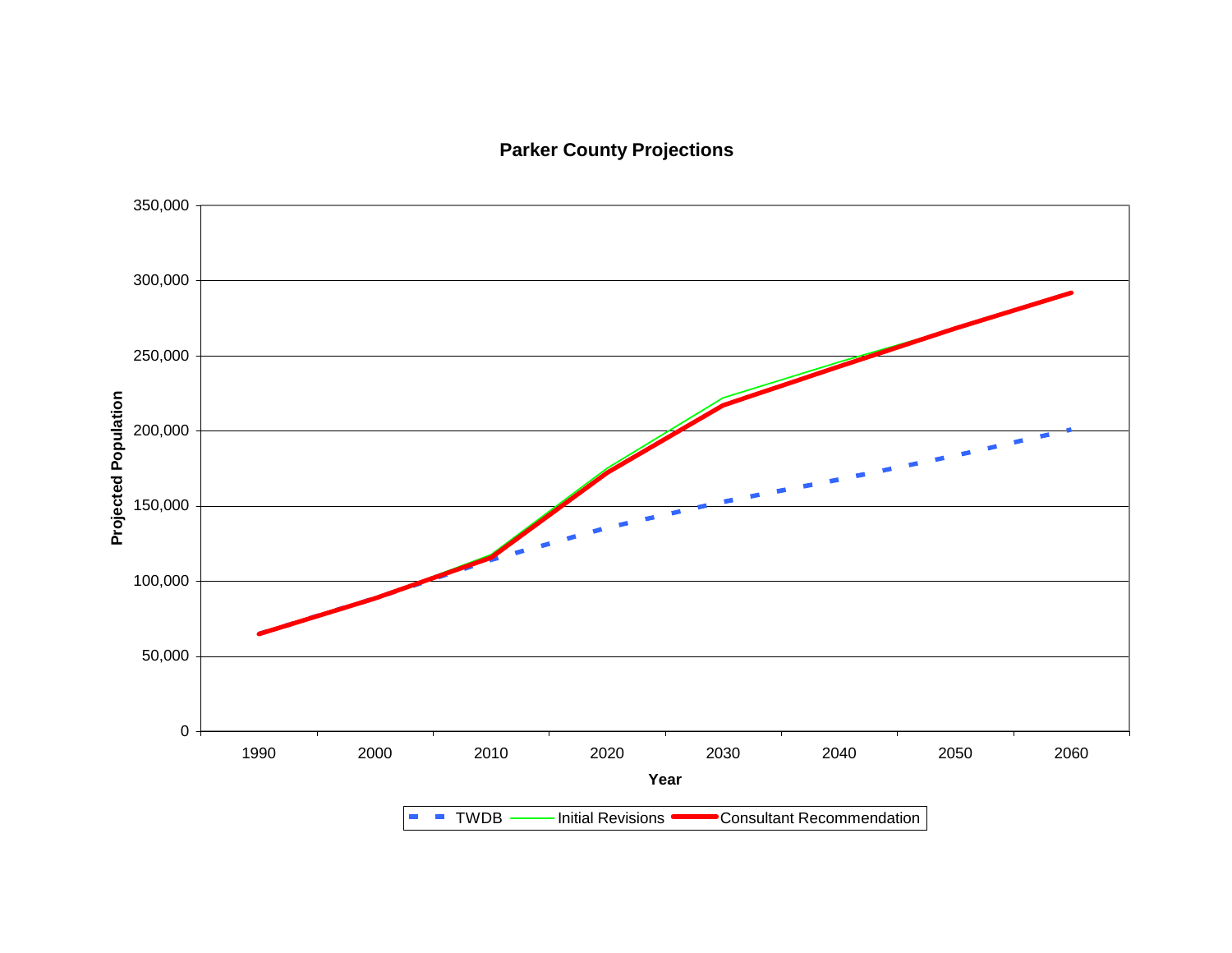**Parker County Projections**

Projected Population

350,000
300,000
250,000
200,000
150,000
100,000
50,000
0

1990 2000 2010 2020 2030 2040 2050 2060

Year

TWDB — Initial Revisions — Consultant Recommendation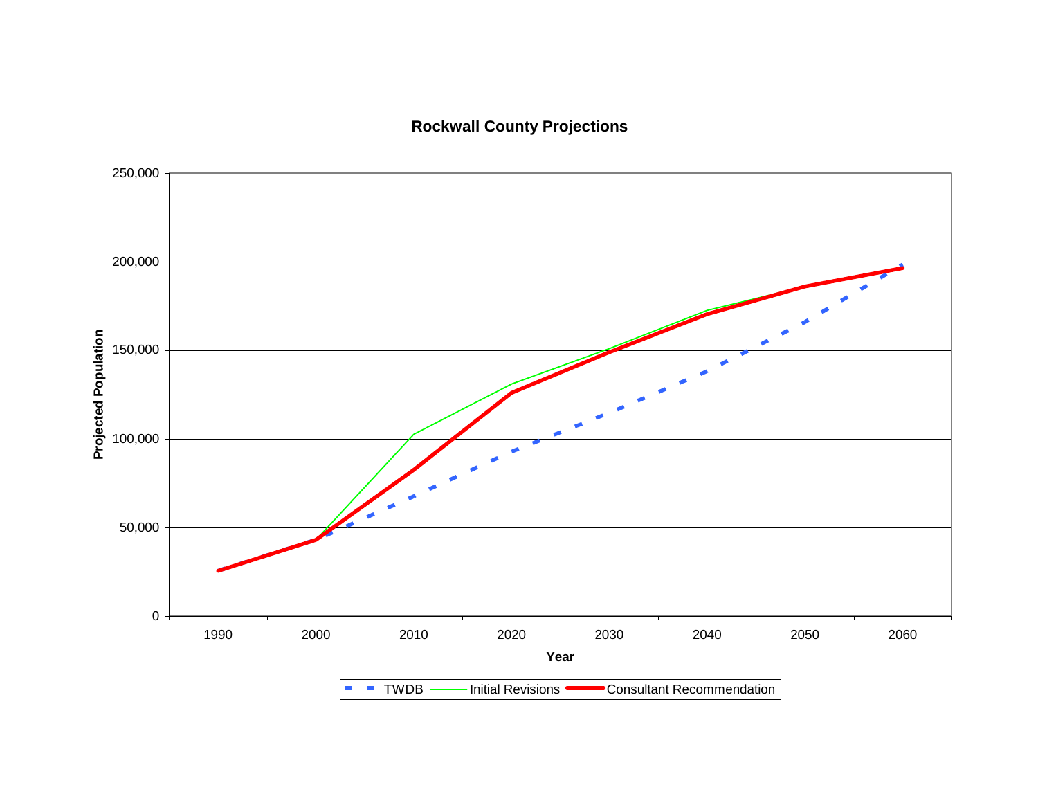**Rockwall County Projections**

250,000

200,000

150,000

100,000

50,000

0

Projected Population

1990 2000 2010 2020 2030 2040 2050 2060

**Year**

TWDB — Initial Revisions — Consultant Recommendation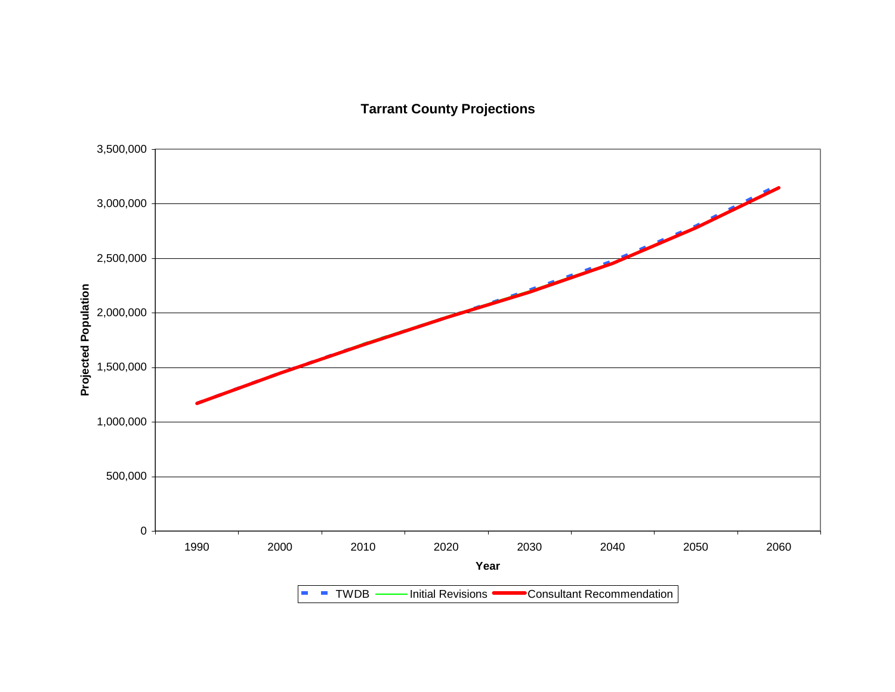**Tarrant County Projections**

Projected Population

3,500,000
3,000,000
2,500,000
2,000,000
1,500,000
1,000,000
500,000
0

1990 2000 2010 2020 2030 2040 2050 2060

Year

TWDB — Initial Revisions — Consultant Recommendation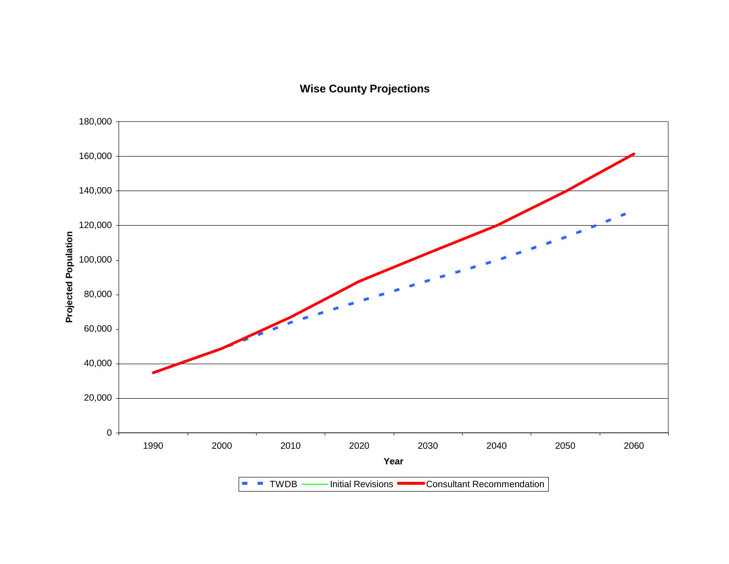**Wise County Projections**

Projected Population

180,000
160,000
140,000
120,000
100,000
80,000
60,000
40,000
20,000
0

1990 2000 2010 2020 2030 2040 2050 2060

**Year**

TWDB — Initial Revisions — Consultant Recommendation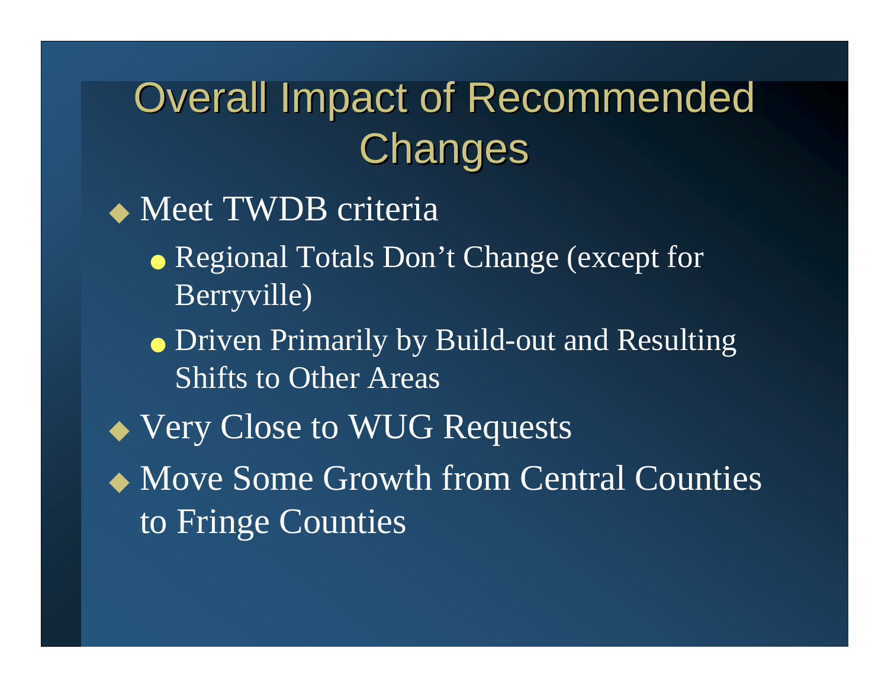# Overall Impact of Recommended Changes

- Meet TWDB criteria
  - Regional Totals Don’t Change (except for Berryville)
  - Driven Primarily by Build-out and Resulting Shifts to Other Areas
- Very Close to WUG Requests
- Move Some Growth from Central Counties to Fringe Counties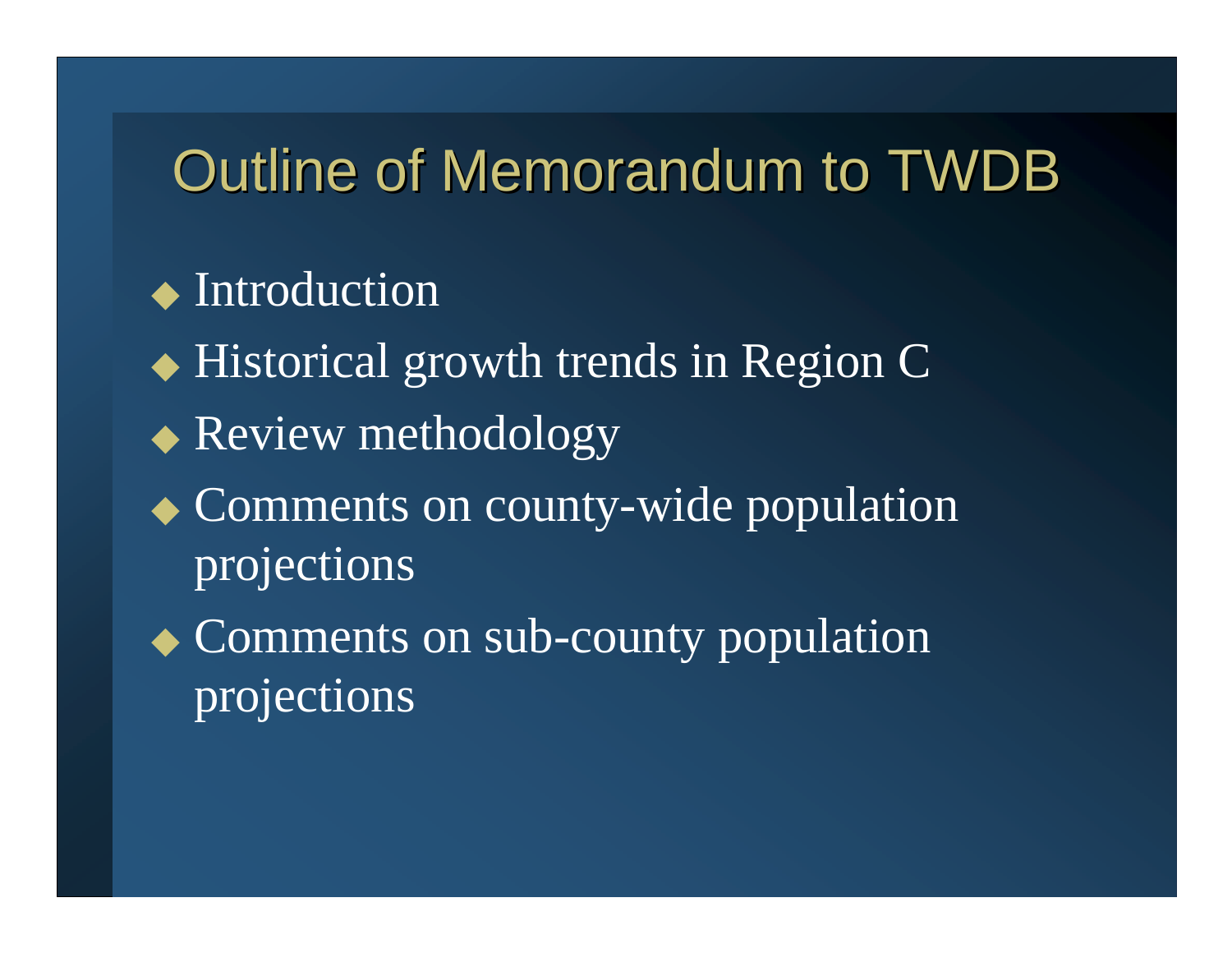# Outline of Memorandum to TWDB

- Introduction
- Historical growth trends in Region C
- Review methodology
- Comments on county-wide population projections
- Comments on sub-county population projections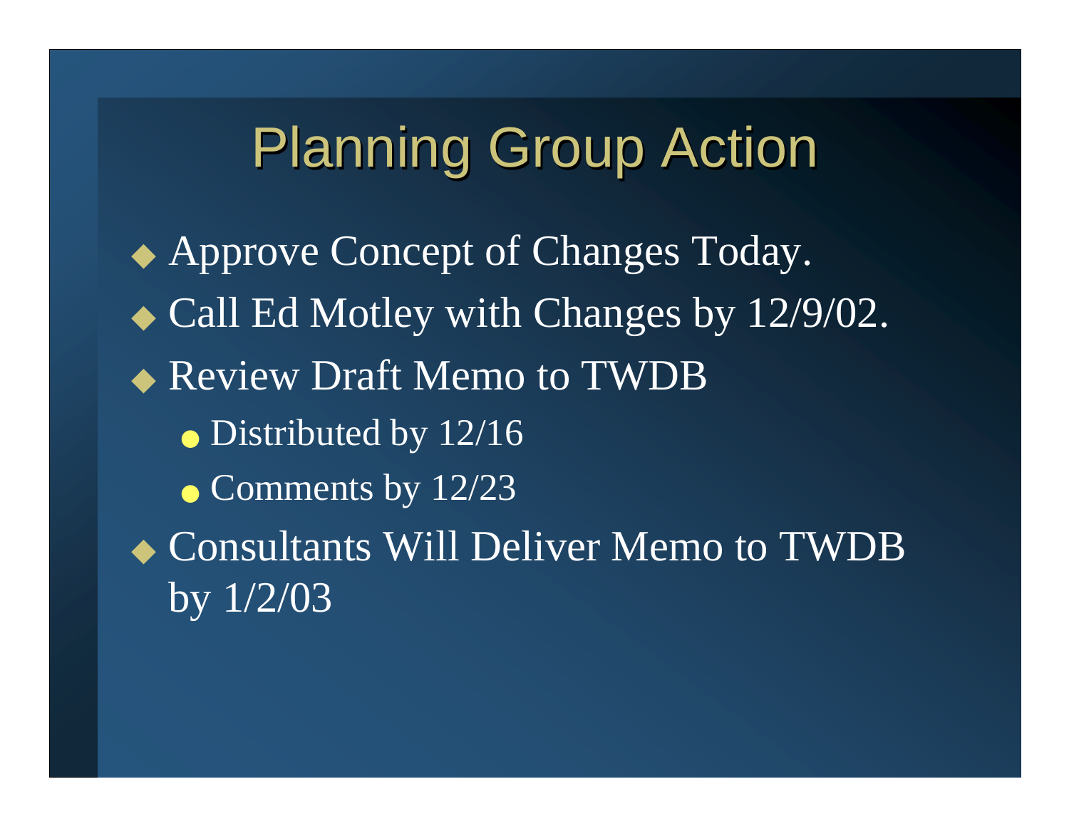# Planning Group Action

- Approve Concept of Changes Today.
- Call Ed Motley with Changes by 12/9/02.
- Review Draft Memo to TWDB
  - Distributed by 12/16
  - Comments by 12/23
- Consultants Will Deliver Memo to TWDB by 1/2/03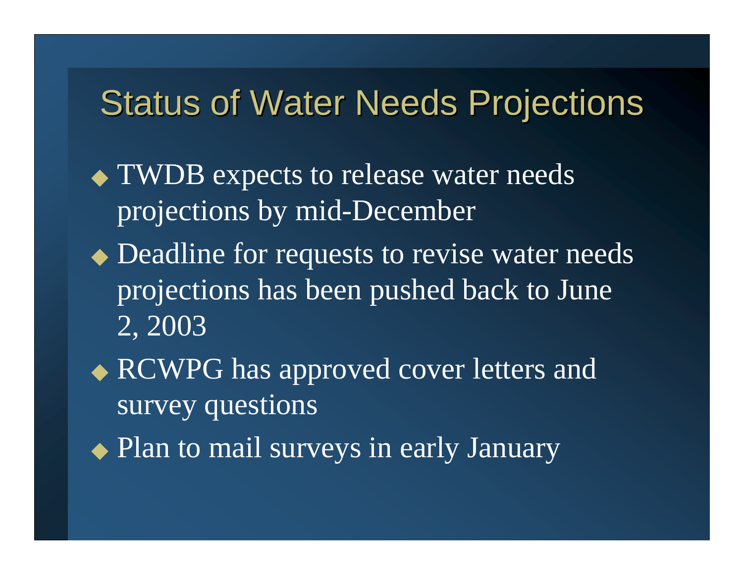# Status of Water Needs Projections

- TWDB expects to release water needs projections by mid-December
- Deadline for requests to revise water needs projections has been pushed back to June 2, 2003
- RCWPG has approved cover letters and survey questions
- Plan to mail surveys in early January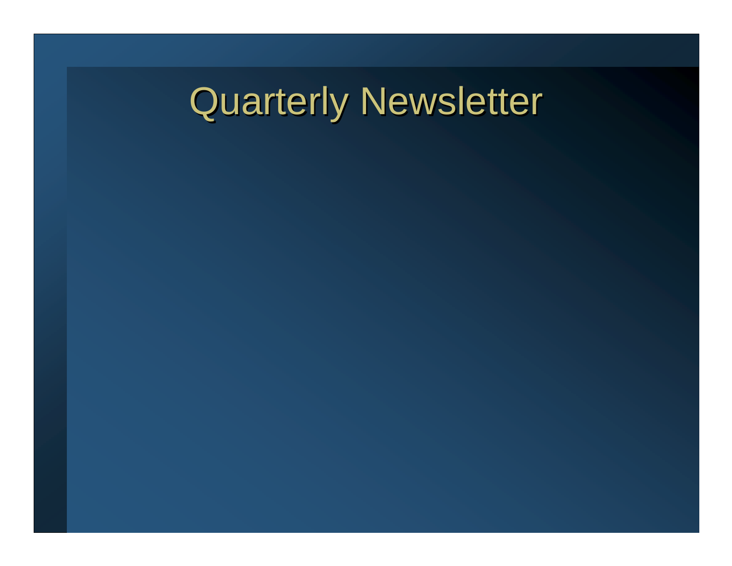# Quarterly Newsletter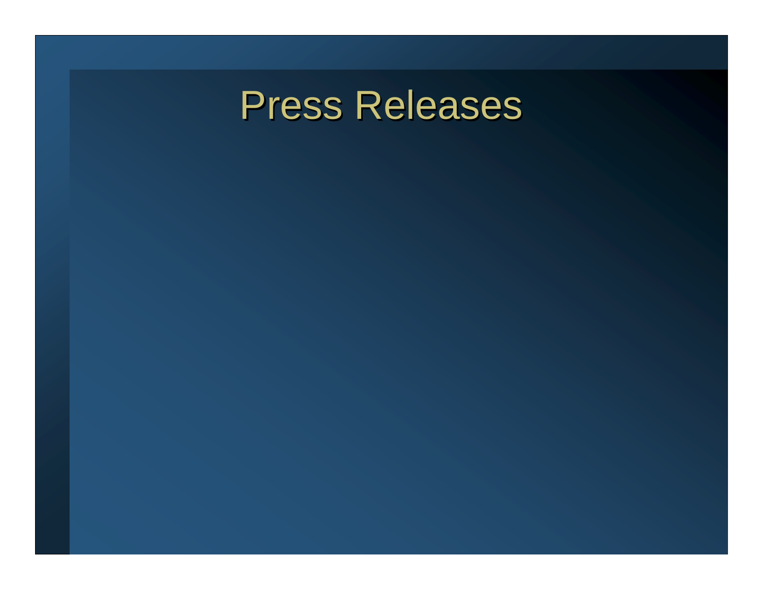# Press Releases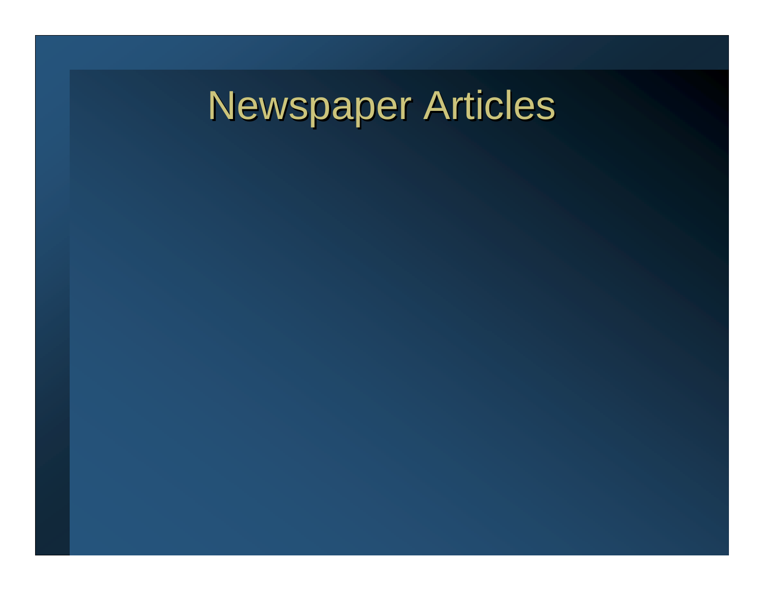# Newspaper Articles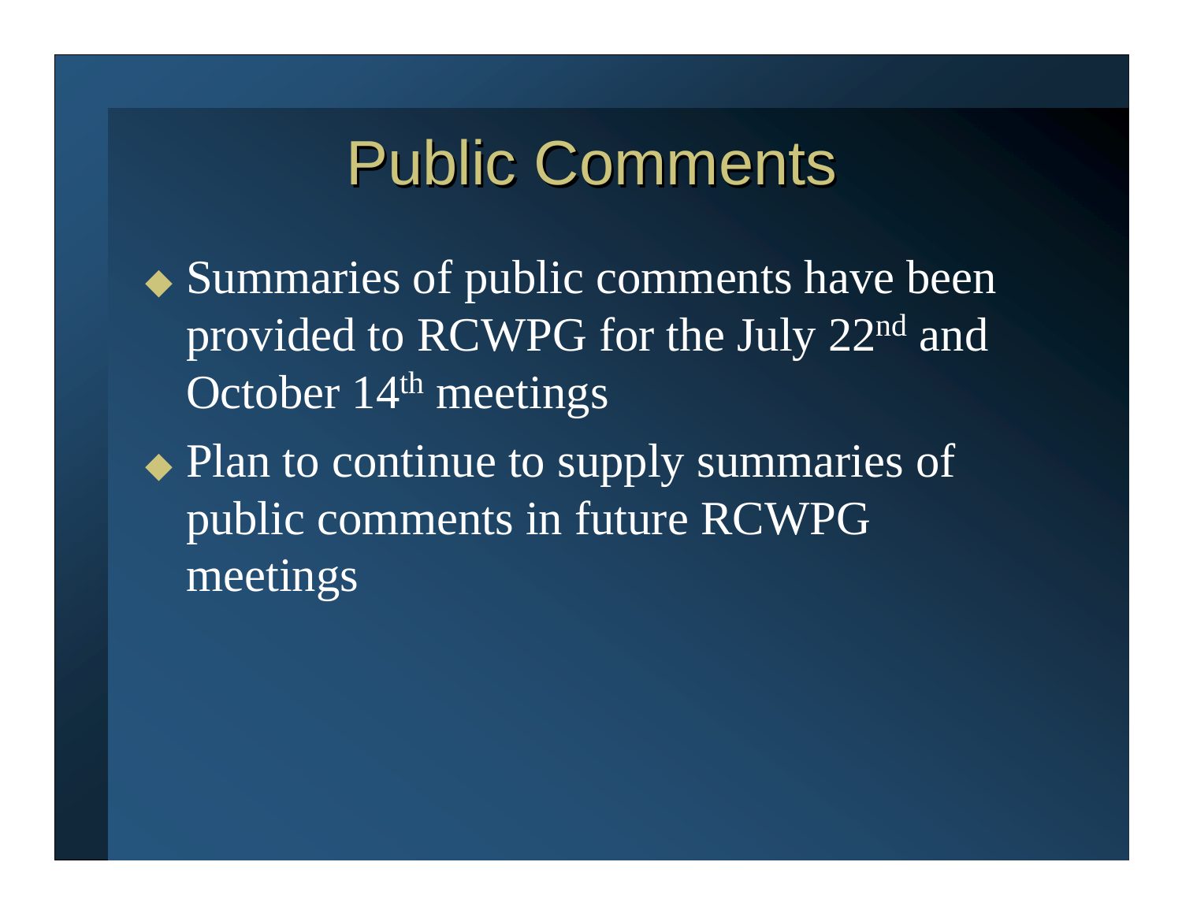# Public Comments

- Summaries of public comments have been provided to RCWPG for the July 22nd and October 14th meetings
- Plan to continue to supply summaries of public comments in future RCWPG meetings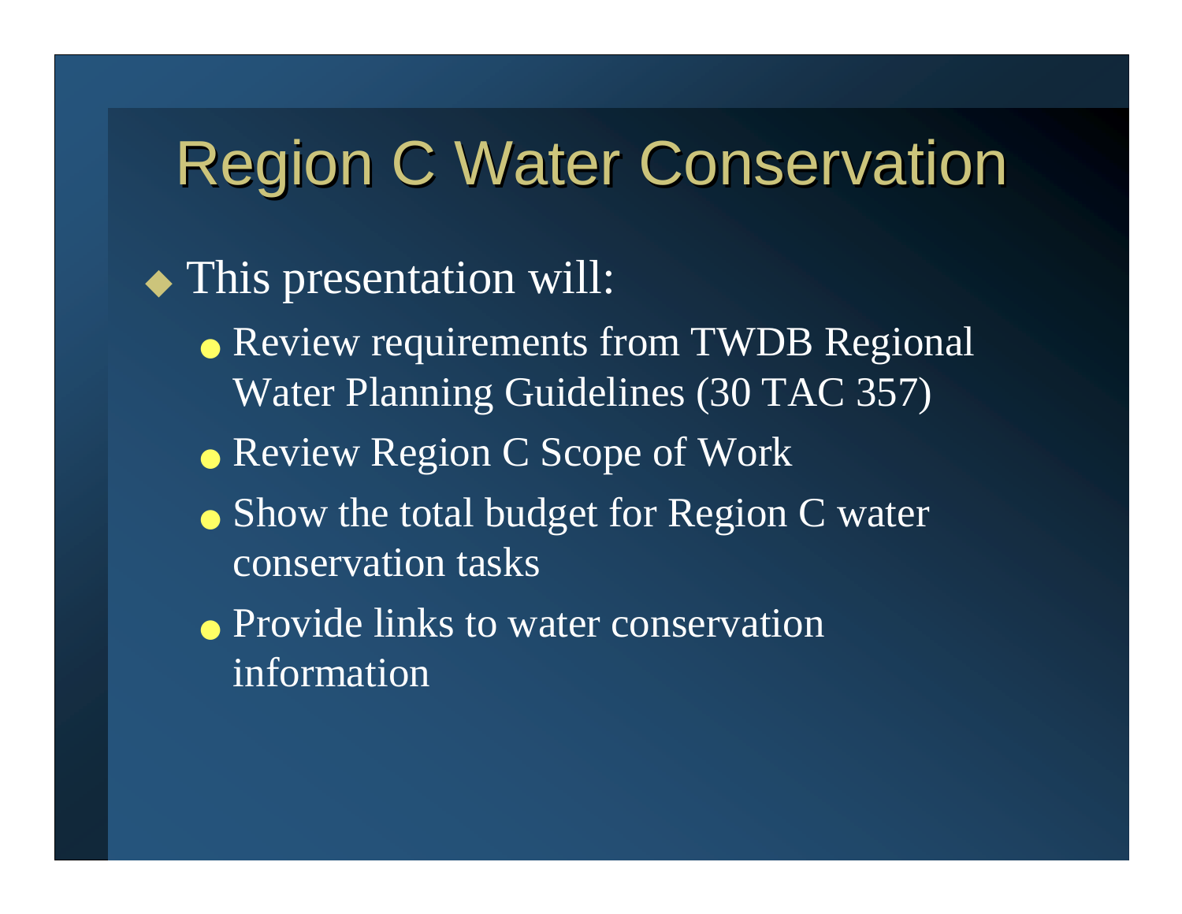# Region C Water Conservation

- This presentation will:
  - Review requirements from TWDB Regional Water Planning Guidelines (30 TAC 357)
  - Review Region C Scope of Work
  - Show the total budget for Region C water conservation tasks
  - Provide links to water conservation information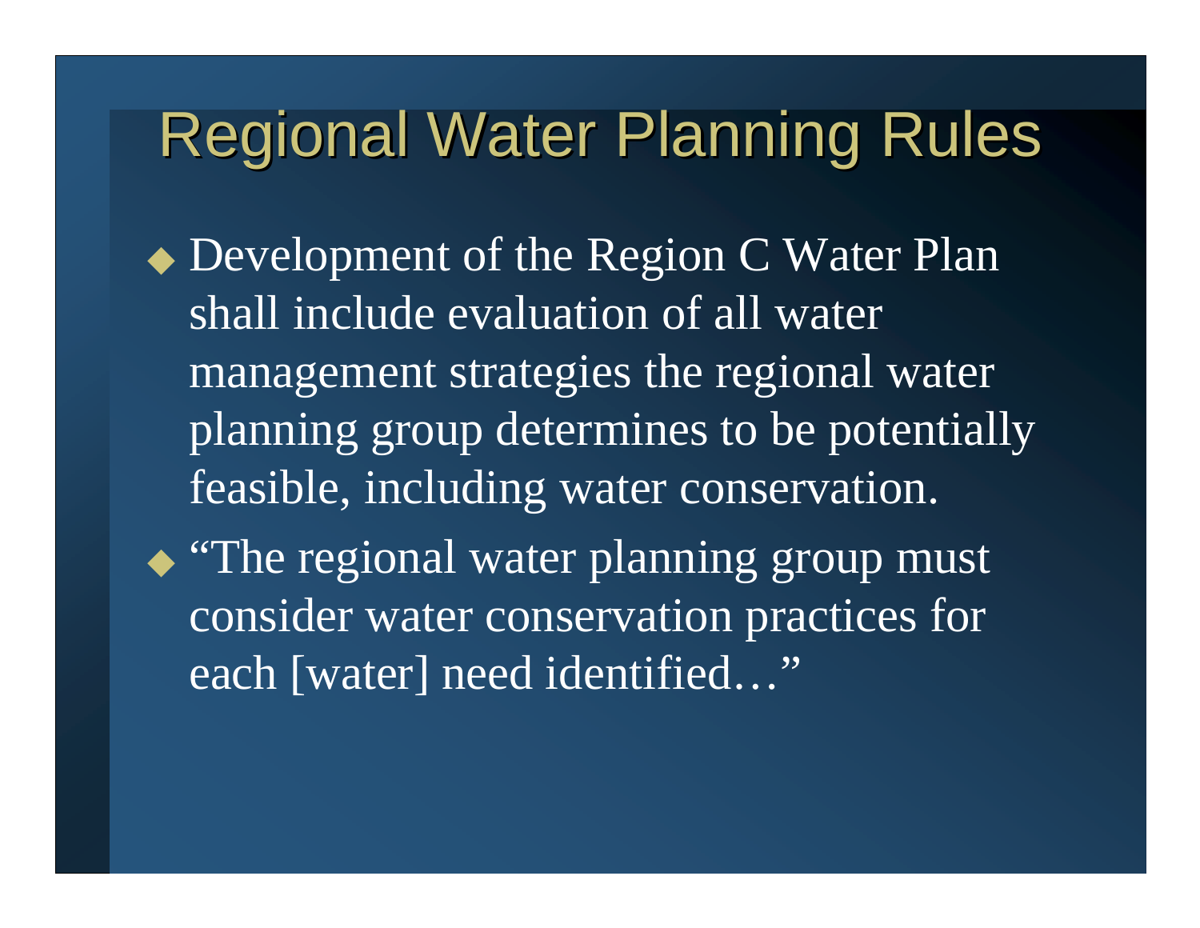# Regional Water Planning Rules

- Development of the Region C Water Plan shall include evaluation of all water management strategies the regional water planning group determines to be potentially feasible, including water conservation.
- "The regional water planning group must consider water conservation practices for each [water] need identified…"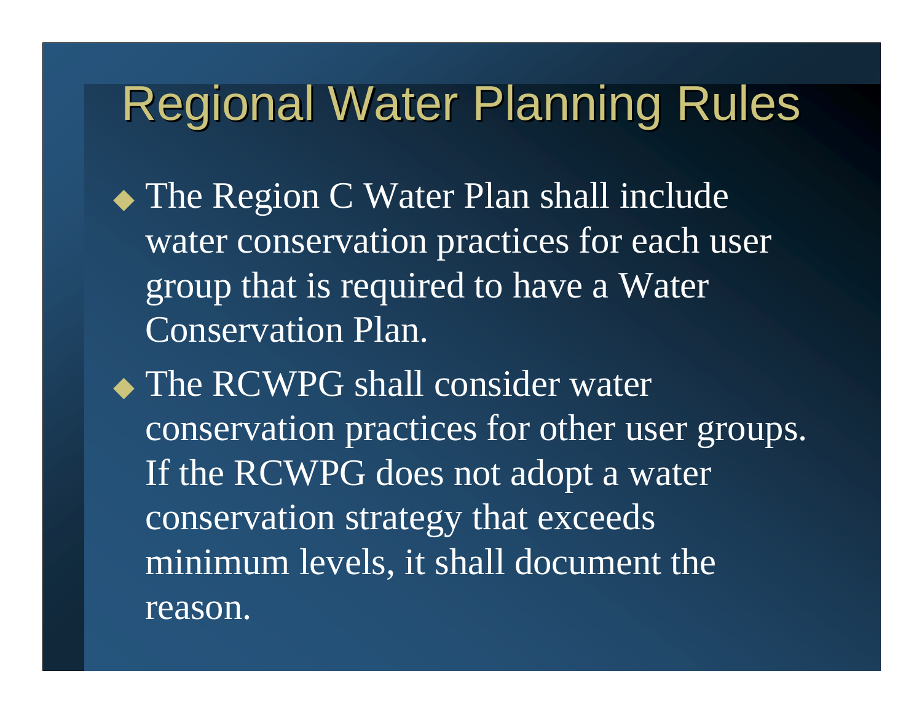# Regional Water Planning Rules

- The Region C Water Plan shall include water conservation practices for each user group that is required to have a Water Conservation Plan.
- The RCWPG shall consider water conservation practices for other user groups. If the RCWPG does not adopt a water conservation strategy that exceeds minimum levels, it shall document the reason.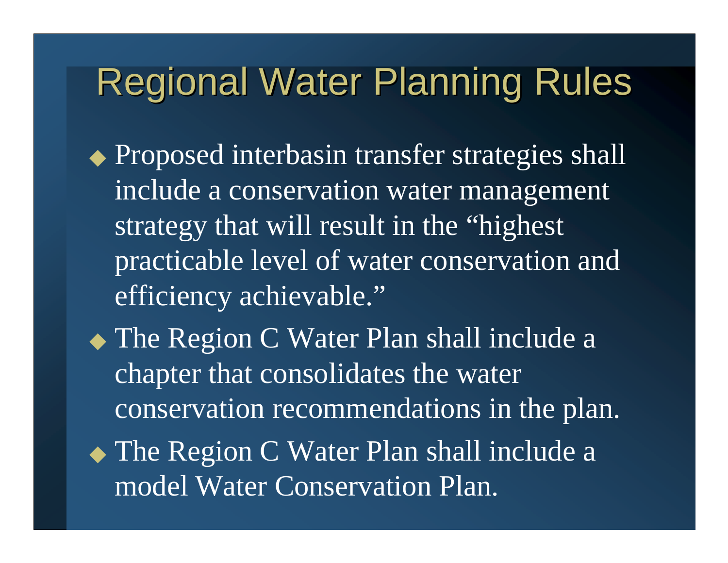# Regional Water Planning Rules

- Proposed interbasin transfer strategies shall include a conservation water management strategy that will result in the "highest practicable level of water conservation and efficiency achievable."
- The Region C Water Plan shall include a chapter that consolidates the water conservation recommendations in the plan.
- The Region C Water Plan shall include a model Water Conservation Plan.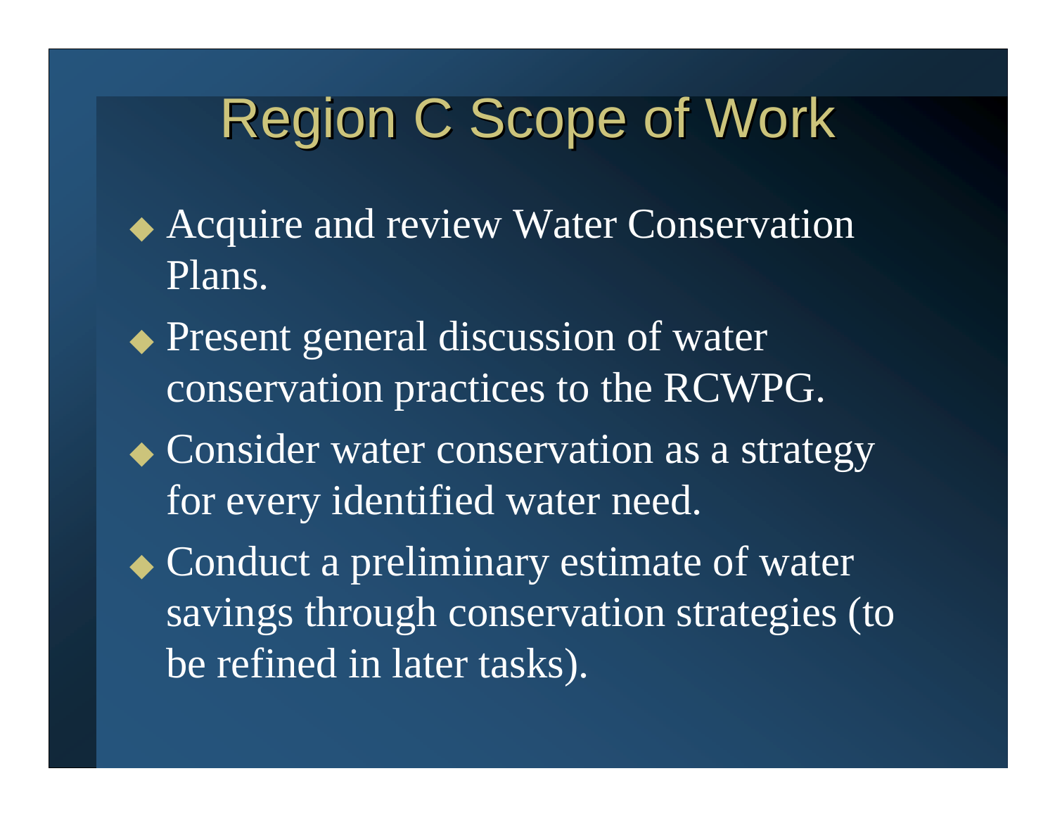# Region C Scope of Work

- Acquire and review Water Conservation Plans.
- Present general discussion of water conservation practices to the RCWPG.
- Consider water conservation as a strategy for every identified water need.
- Conduct a preliminary estimate of water savings through conservation strategies (to be refined in later tasks).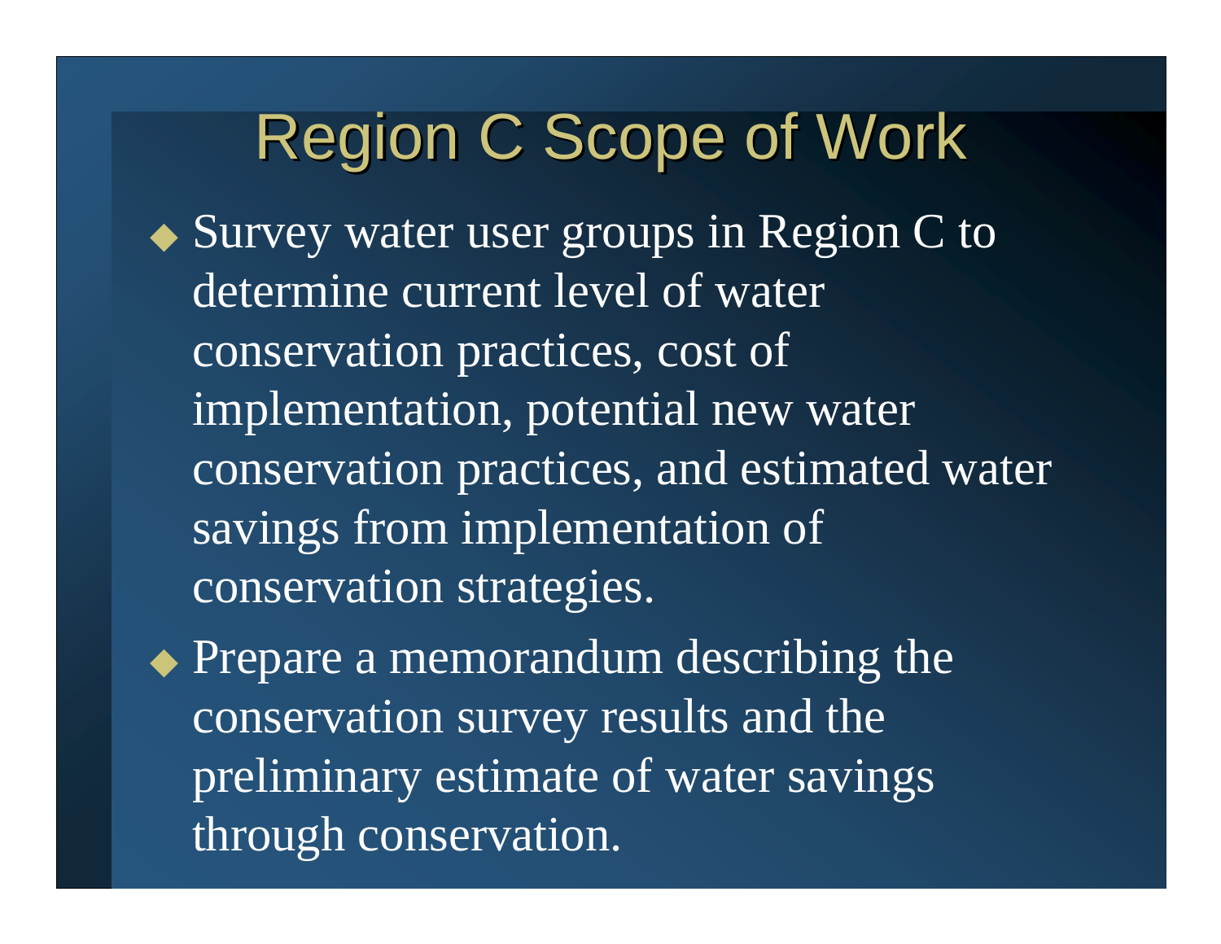# Region C Scope of Work

- Survey water user groups in Region C to determine current level of water conservation practices, cost of implementation, potential new water conservation practices, and estimated water savings from implementation of conservation strategies.
- Prepare a memorandum describing the conservation survey results and the preliminary estimate of water savings through conservation.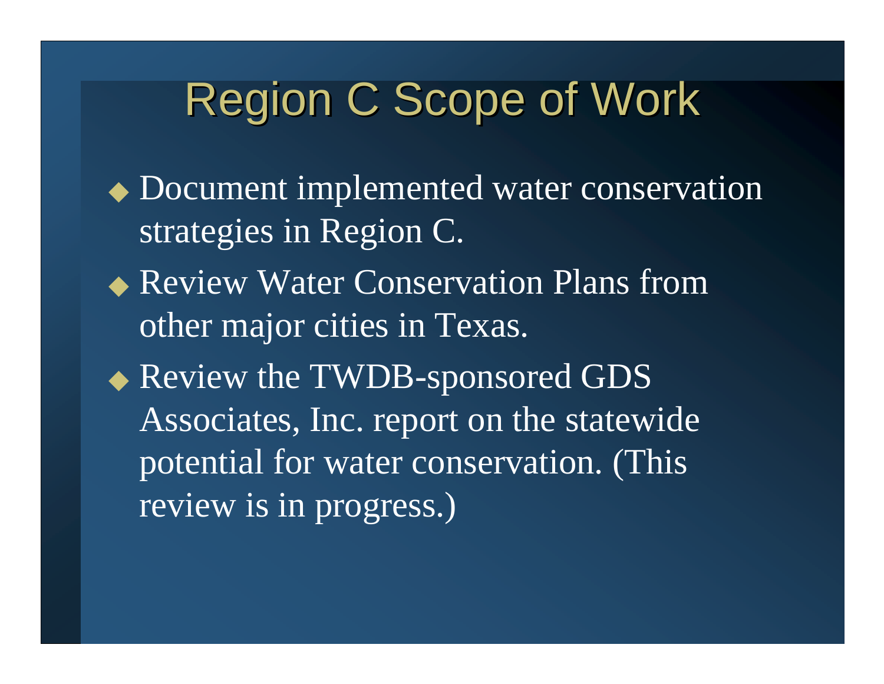# Region C Scope of Work

- Document implemented water conservation strategies in Region C.
- Review Water Conservation Plans from other major cities in Texas.
- Review the TWDB-sponsored GDS Associates, Inc. report on the statewide potential for water conservation. (This review is in progress.)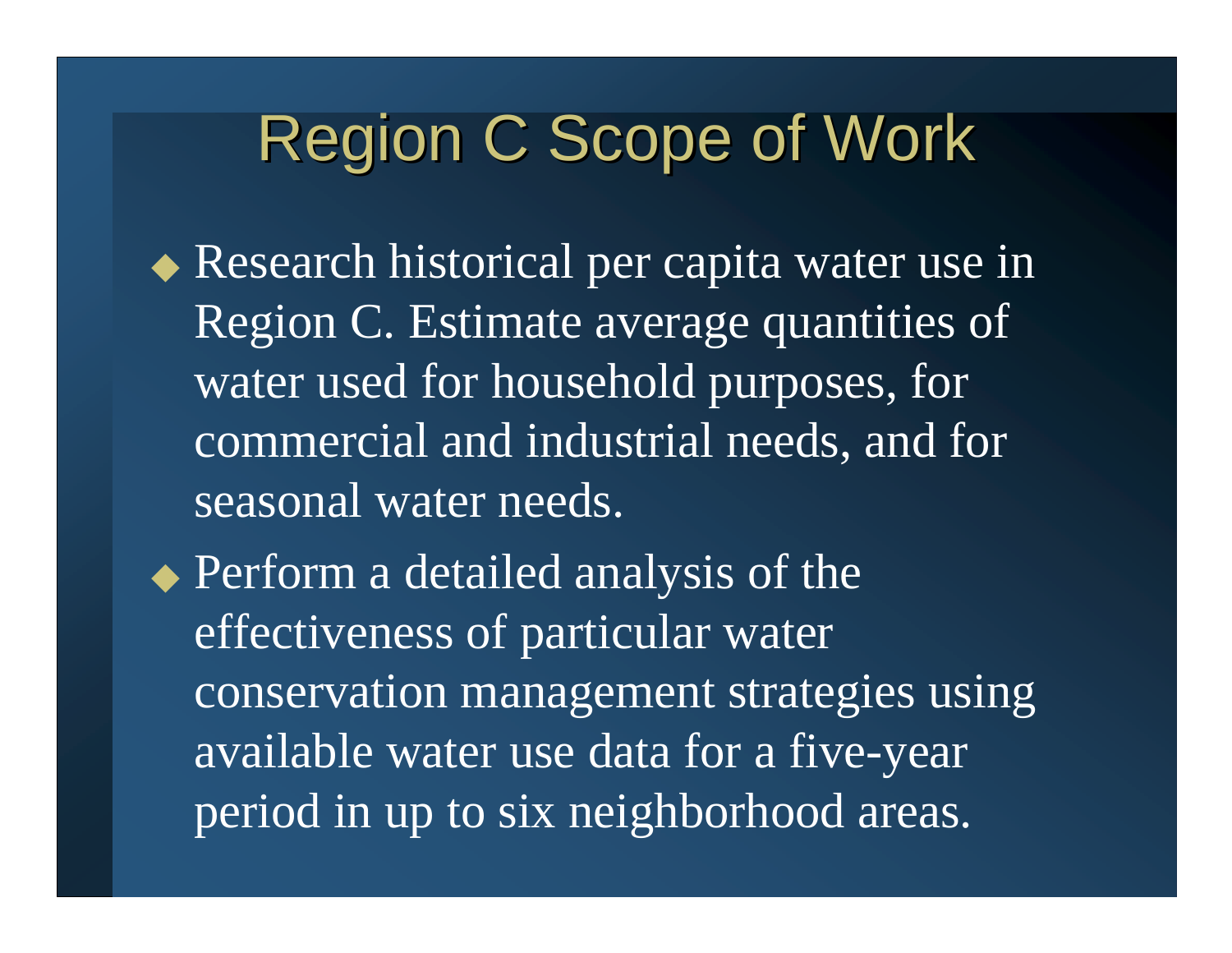# Region C Scope of Work

- Research historical per capita water use in Region C. Estimate average quantities of water used for household purposes, for commercial and industrial needs, and for seasonal water needs.
- Perform a detailed analysis of the effectiveness of particular water conservation management strategies using available water use data for a five-year period in up to six neighborhood areas.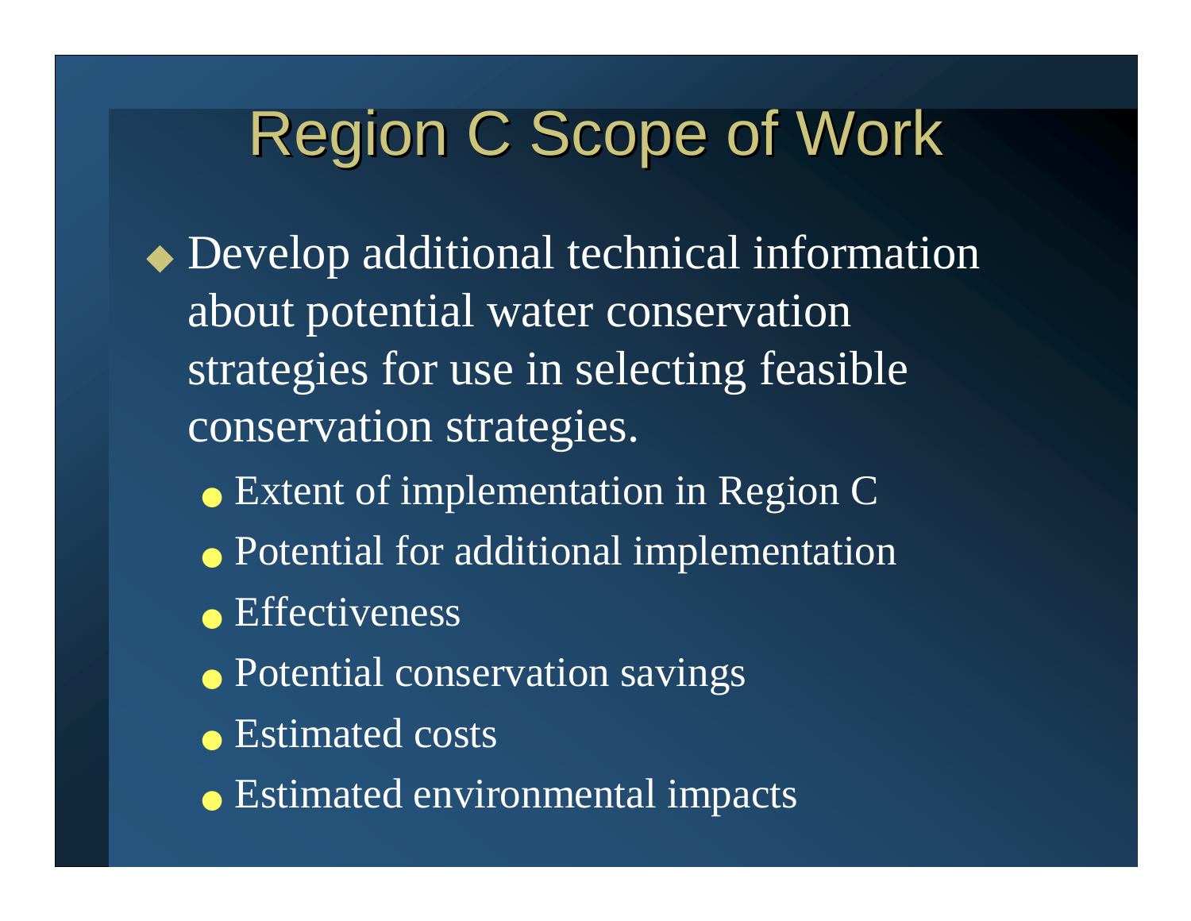# Region C Scope of Work

- Develop additional technical information about potential water conservation strategies for use in selecting feasible conservation strategies.
  - Extent of implementation in Region C
  - Potential for additional implementation
  - Effectiveness
  - Potential conservation savings
  - Estimated costs
  - Estimated environmental impacts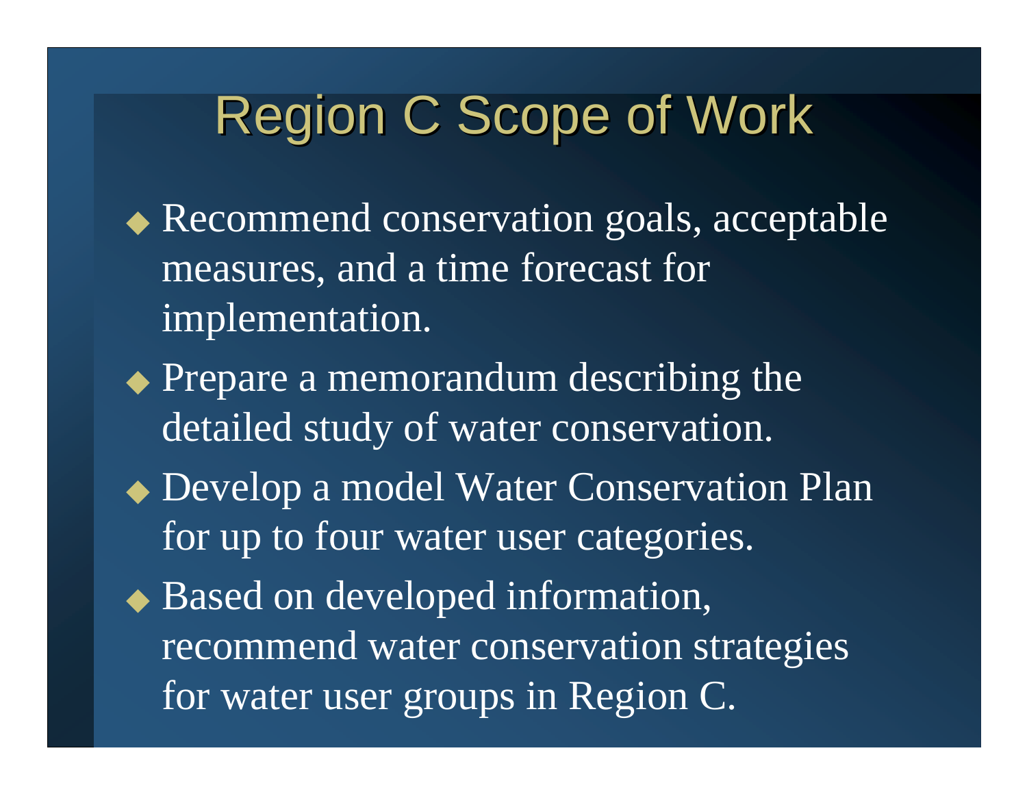# Region C Scope of Work

- Recommend conservation goals, acceptable measures, and a time forecast for implementation.
- Prepare a memorandum describing the detailed study of water conservation.
- Develop a model Water Conservation Plan for up to four water user categories.
- Based on developed information, recommend water conservation strategies for water user groups in Region C.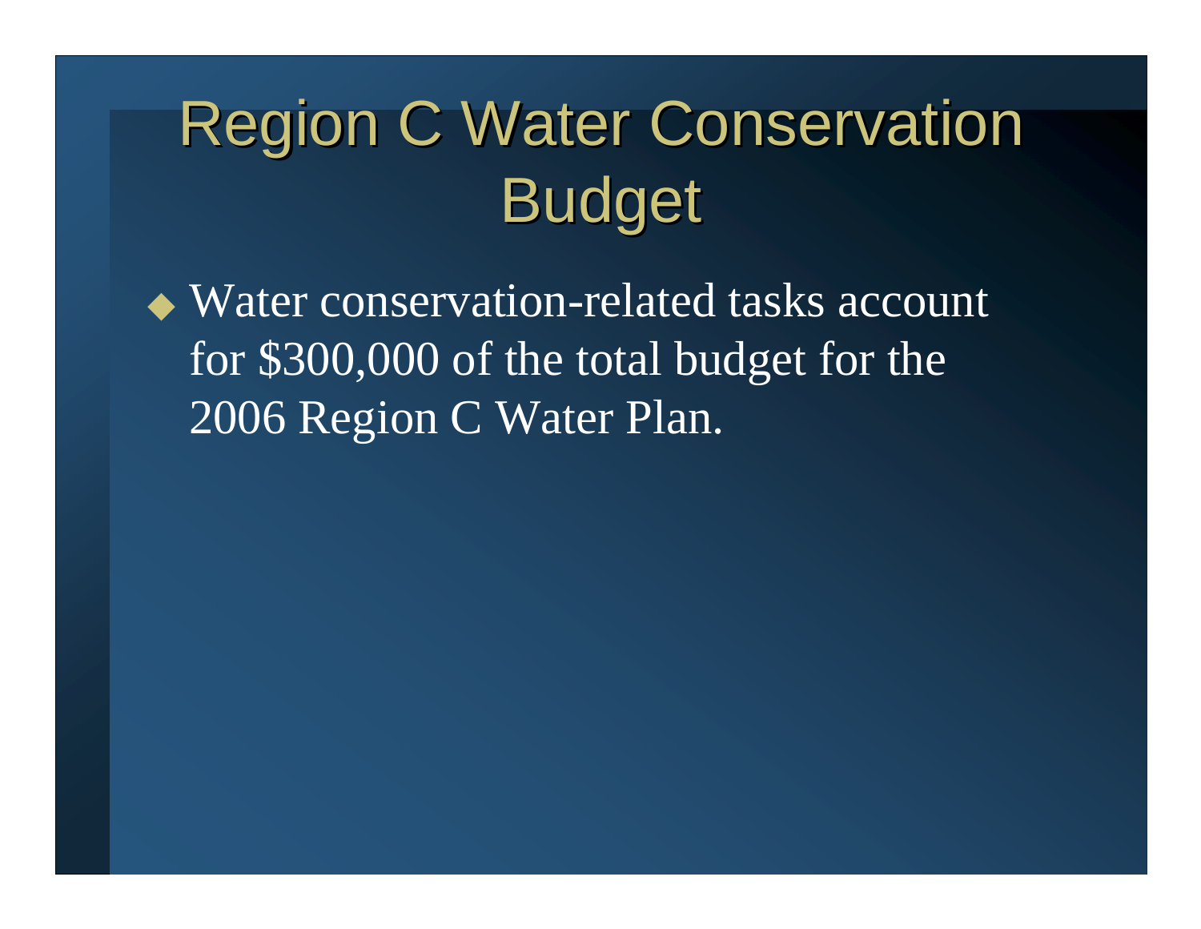# Region C Water Conservation Budget

- Water conservation-related tasks account for $300,000 of the total budget for the 2006 Region C Water Plan.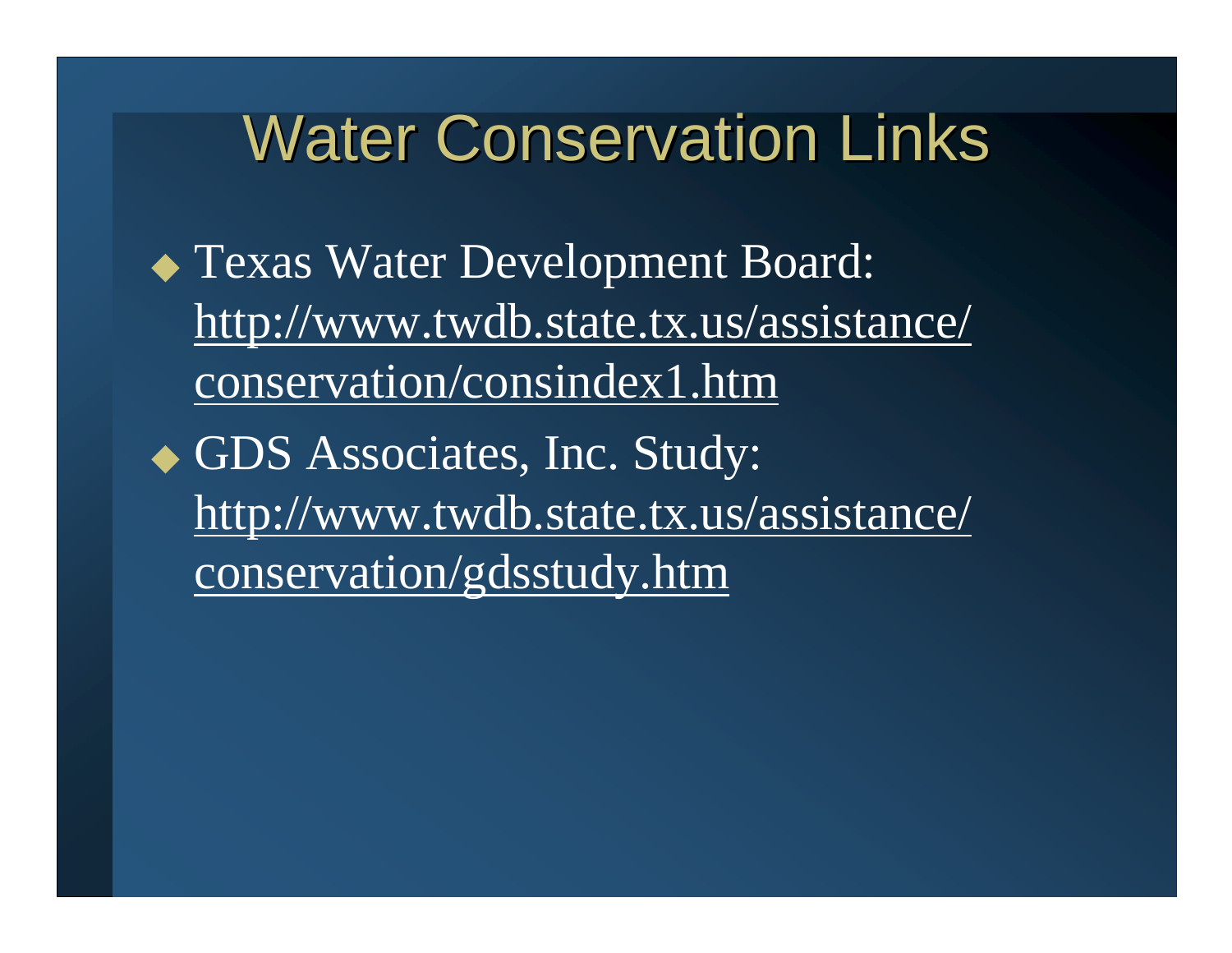# Water Conservation Links

- Texas Water Development Board: http://www.twdb.state.tx.us/assistance/conservation/consindex1.htm
- GDS Associates, Inc. Study: http://www.twdb.state.tx.us/assistance/conservation/gdsstudy.htm